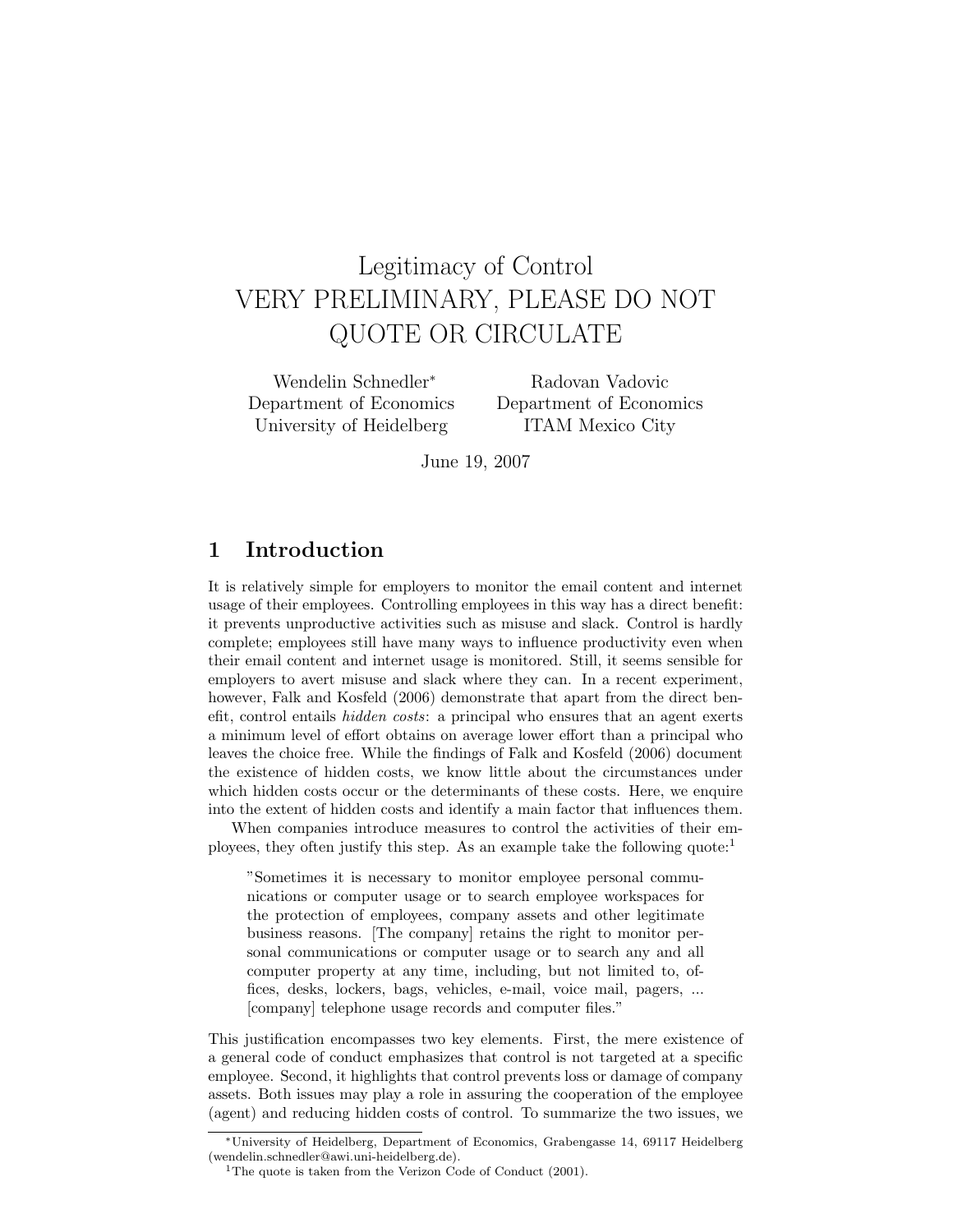# Legitimacy of Control
# VERY PRELIMINARY, PLEASE DO NOT QUOTE OR CIRCULATE

Wendelin Schnedler[*]
Department of Economics
University of Heidelberg

Radovan Vadovic
Department of Economics
ITAM Mexico City

June 19, 2007

## 1 Introduction

It is relatively simple for employers to monitor the email content and internet usage of their employees. Controlling employees in this way has a direct benefit: it prevents unproductive activities such as misuse and slack. Control is hardly complete; employees still have many ways to influence productivity even when their email content and internet usage is monitored. Still, it seems sensible for employers to avert misuse and slack where they can. In a recent experiment, however, Falk and Kosfeld (2006) demonstrate that apart from the direct benefit, control entails *hidden costs*: a principal who ensures that an agent exerts a minimum level of effort obtains on average lower effort than a principal who leaves the choice free. While the findings of Falk and Kosfeld (2006) document the existence of hidden costs, we know little about the circumstances under which hidden costs occur or the determinants of these costs. Here, we enquire into the extent of hidden costs and identify a main factor that influences them.

When companies introduce measures to control the activities of their employees, they often justify this step. As an example take the following quote:[1]

> "Sometimes it is necessary to monitor employee personal communications or computer usage or to search employee workspaces for the protection of employees, company assets and other legitimate business reasons. [The company] retains the right to monitor personal communications or computer usage or to search any and all computer property at any time, including, but not limited to, offices, desks, lockers, bags, vehicles, e-mail, voice mail, pagers, ... [company] telephone usage records and computer files."

This justification encompasses two key elements. First, the mere existence of a general code of conduct emphasizes that control is not targeted at a specific employee. Second, it highlights that control prevents loss or damage of company assets. Both issues may play a role in assuring the cooperation of the employee (agent) and reducing hidden costs of control. To summarize the two issues, we

---

[*] University of Heidelberg, Department of Economics, Grabengasse 14, 69117 Heidelberg (wendelin.schnedler@awi.uni-heidelberg.de).

[1] The quote is taken from the Verizon Code of Conduct (2001).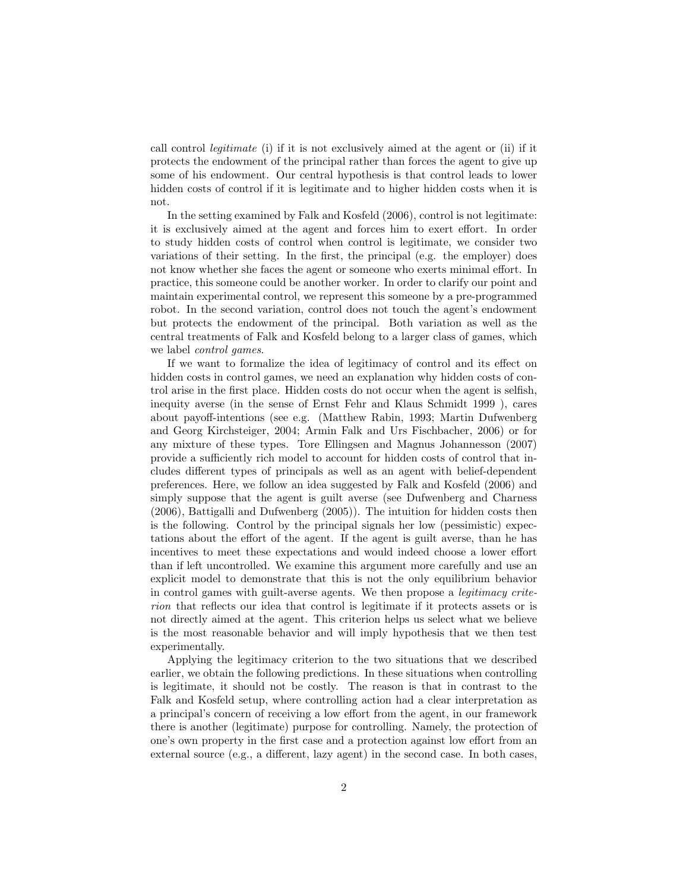call control *legitimate* (i) if it is not exclusively aimed at the agent or (ii) if it protects the endowment of the principal rather than forces the agent to give up some of his endowment. Our central hypothesis is that control leads to lower hidden costs of control if it is legitimate and to higher hidden costs when it is not.

In the setting examined by Falk and Kosfeld (2006), control is not legitimate: it is exclusively aimed at the agent and forces him to exert effort. In order to study hidden costs of control when control is legitimate, we consider two variations of their setting. In the first, the principal (e.g. the employer) does not know whether she faces the agent or someone who exerts minimal effort. In practice, this someone could be another worker. In order to clarify our point and maintain experimental control, we represent this someone by a pre-programmed robot. In the second variation, control does not touch the agent's endowment but protects the endowment of the principal. Both variation as well as the central treatments of Falk and Kosfeld belong to a larger class of games, which we label *control games*.

If we want to formalize the idea of legitimacy of control and its effect on hidden costs in control games, we need an explanation why hidden costs of control arise in the first place. Hidden costs do not occur when the agent is selfish, inequity averse (in the sense of Ernst Fehr and Klaus Schmidt 1999 ), cares about payoff-intentions (see e.g. (Matthew Rabin, 1993; Martin Dufwenberg and Georg Kirchsteiger, 2004; Armin Falk and Urs Fischbacher, 2006) or for any mixture of these types. Tore Ellingsen and Magnus Johannesson (2007) provide a sufficiently rich model to account for hidden costs of control that includes different types of principals as well as an agent with belief-dependent preferences. Here, we follow an idea suggested by Falk and Kosfeld (2006) and simply suppose that the agent is guilt averse (see Dufwenberg and Charness (2006), Battigalli and Dufwenberg (2005)). The intuition for hidden costs then is the following. Control by the principal signals her low (pessimistic) expectations about the effort of the agent. If the agent is guilt averse, than he has incentives to meet these expectations and would indeed choose a lower effort than if left uncontrolled. We examine this argument more carefully and use an explicit model to demonstrate that this is not the only equilibrium behavior in control games with guilt-averse agents. We then propose a *legitimacy criterion* that reflects our idea that control is legitimate if it protects assets or is not directly aimed at the agent. This criterion helps us select what we believe is the most reasonable behavior and will imply hypothesis that we then test experimentally.

Applying the legitimacy criterion to the two situations that we described earlier, we obtain the following predictions. In these situations when controlling is legitimate, it should not be costly. The reason is that in contrast to the Falk and Kosfeld setup, where controlling action had a clear interpretation as a principal's concern of receiving a low effort from the agent, in our framework there is another (legitimate) purpose for controlling. Namely, the protection of one's own property in the first case and a protection against low effort from an external source (e.g., a different, lazy agent) in the second case. In both cases,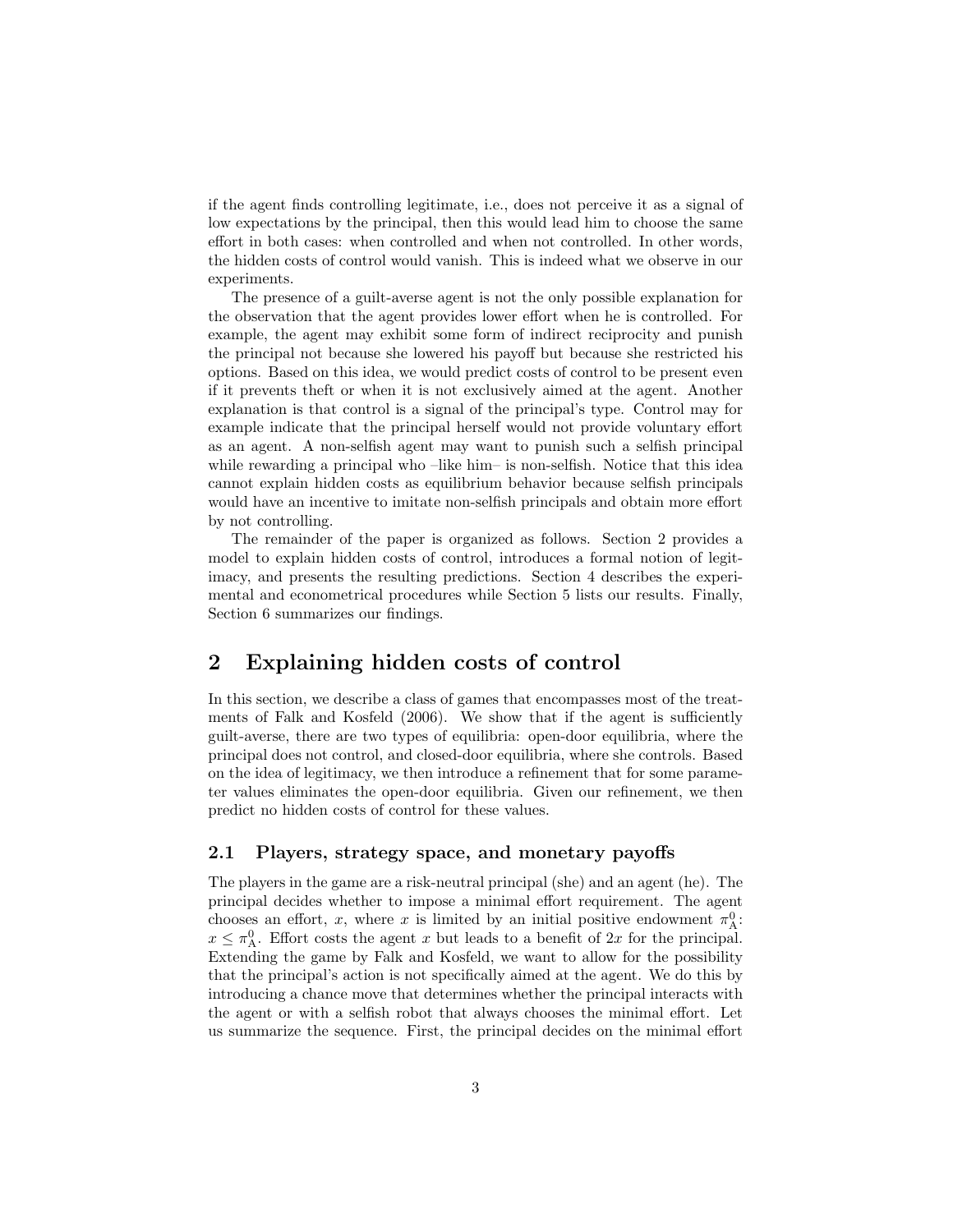if the agent finds controlling legitimate, i.e., does not perceive it as a signal of low expectations by the principal, then this would lead him to choose the same effort in both cases: when controlled and when not controlled. In other words, the hidden costs of control would vanish. This is indeed what we observe in our experiments.

The presence of a guilt-averse agent is not the only possible explanation for the observation that the agent provides lower effort when he is controlled. For example, the agent may exhibit some form of indirect reciprocity and punish the principal not because she lowered his payoff but because she restricted his options. Based on this idea, we would predict costs of control to be present even if it prevents theft or when it is not exclusively aimed at the agent. Another explanation is that control is a signal of the principal's type. Control may for example indicate that the principal herself would not provide voluntary effort as an agent. A non-selfish agent may want to punish such a selfish principal while rewarding a principal who –like him– is non-selfish. Notice that this idea cannot explain hidden costs as equilibrium behavior because selfish principals would have an incentive to imitate non-selfish principals and obtain more effort by not controlling.

The remainder of the paper is organized as follows. Section 2 provides a model to explain hidden costs of control, introduces a formal notion of legitimacy, and presents the resulting predictions. Section 4 describes the experimental and econometrical procedures while Section 5 lists our results. Finally, Section 6 summarizes our findings.

# 2 Explaining hidden costs of control

In this section, we describe a class of games that encompasses most of the treatments of Falk and Kosfeld (2006). We show that if the agent is sufficiently guilt-averse, there are two types of equilibria: open-door equilibria, where the principal does not control, and closed-door equilibria, where she controls. Based on the idea of legitimacy, we then introduce a refinement that for some parameter values eliminates the open-door equilibria. Given our refinement, we then predict no hidden costs of control for these values.

## 2.1 Players, strategy space, and monetary payoffs

The players in the game are a risk-neutral principal (she) and an agent (he). The principal decides whether to impose a minimal effort requirement. The agent chooses an effort, $x$, where $x$ is limited by an initial positive endowment $\pi^0_{\mathrm{A}}$: $x \leq \pi^0_{\mathrm{A}}$. Effort costs the agent $x$ but leads to a benefit of $2x$ for the principal. Extending the game by Falk and Kosfeld, we want to allow for the possibility that the principal's action is not specifically aimed at the agent. We do this by introducing a chance move that determines whether the principal interacts with the agent or with a selfish robot that always chooses the minimal effort. Let us summarize the sequence. First, the principal decides on the minimal effort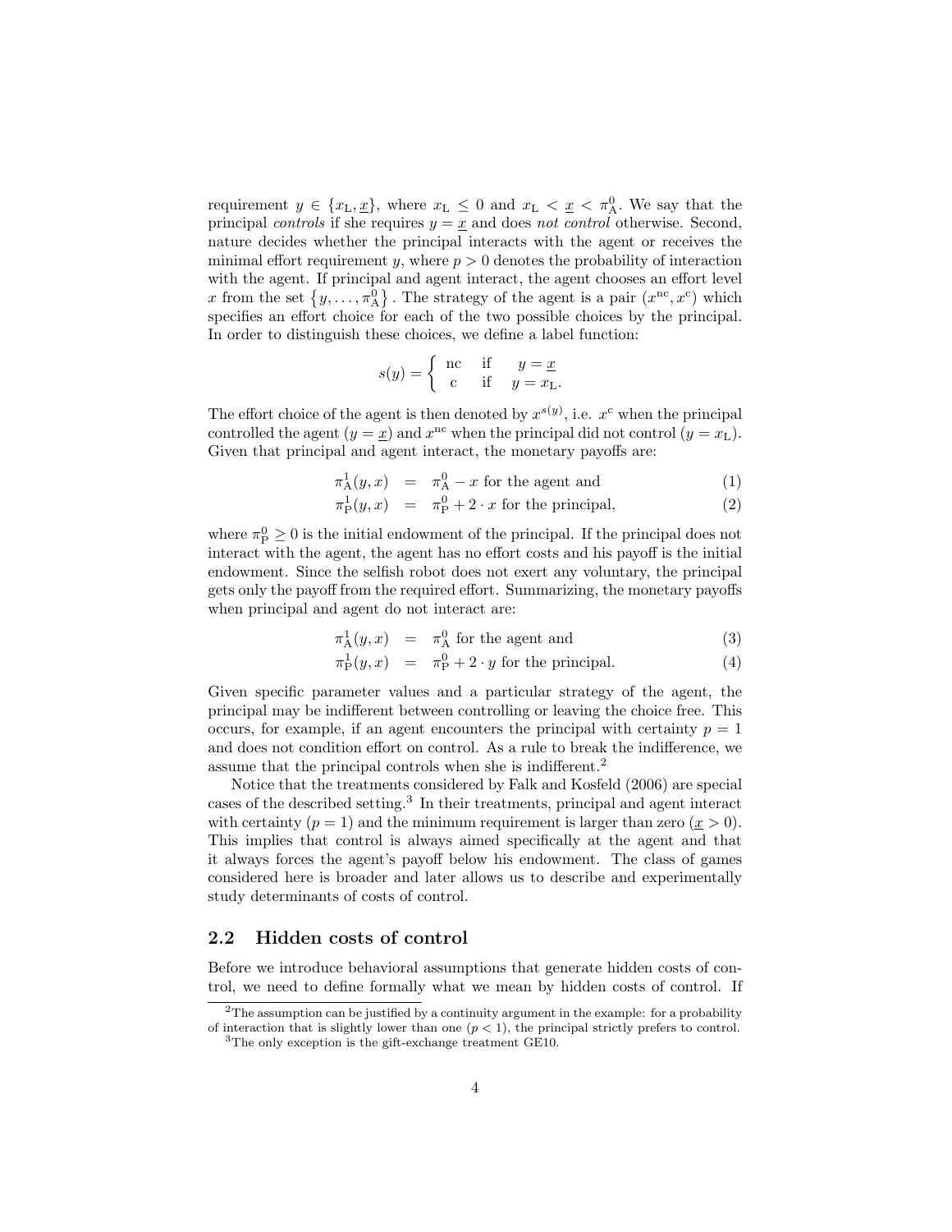requirement $y \in \{x_L, \underline{x}\}$, where $x_L \leq 0$ and $x_L < \underline{x} < \pi_A^0$. We say that the principal *controls* if she requires $y = \underline{x}$ and does *not control* otherwise. Second, nature decides whether the principal interacts with the agent or receives the minimal effort requirement $y$, where $p > 0$ denotes the probability of interaction with the agent. If principal and agent interact, the agent chooses an effort level $x$ from the set $\{y, \ldots, \pi_A^0\}$. The strategy of the agent is a pair $(x^{nc}, x^c)$ which specifies an effort choice for each of the two possible choices by the principal. In order to distinguish these choices, we define a label function:

$$s(y) = \begin{cases} \text{nc} & \text{if} \quad y = \underline{x} \\ \text{c} & \text{if} \quad y = x_L. \end{cases}$$

The effort choice of the agent is then denoted by $x^{s(y)}$, i.e. $x^c$ when the principal controlled the agent ($y = \underline{x}$) and $x^{nc}$ when the principal did not control ($y = x_L$). Given that principal and agent interact, the monetary payoffs are:

$$\pi_A^1(y, x) = \pi_A^0 - x \text{ for the agent and} \tag{1}$$

$$\pi_P^1(y, x) = \pi_P^0 + 2 \cdot x \text{ for the principal,} \tag{2}$$

where $\pi_P^0 \geq 0$ is the initial endowment of the principal. If the principal does not interact with the agent, the agent has no effort costs and his payoff is the initial endowment. Since the selfish robot does not exert any voluntary, the principal gets only the payoff from the required effort. Summarizing, the monetary payoffs when principal and agent do not interact are:

$$\pi_A^1(y, x) = \pi_A^0 \text{ for the agent and} \tag{3}$$

$$\pi_P^1(y, x) = \pi_P^0 + 2 \cdot y \text{ for the principal.} \tag{4}$$

Given specific parameter values and a particular strategy of the agent, the principal may be indifferent between controlling or leaving the choice free. This occurs, for example, if an agent encounters the principal with certainty $p = 1$ and does not condition effort on control. As a rule to break the indifference, we assume that the principal controls when she is indifferent.[2]

Notice that the treatments considered by Falk and Kosfeld (2006) are special cases of the described setting.[3] In their treatments, principal and agent interact with certainty ($p = 1$) and the minimum requirement is larger than zero ($\underline{x} > 0$). This implies that control is always aimed specifically at the agent and that it always forces the agent's payoff below his endowment. The class of games considered here is broader and later allows us to describe and experimentally study determinants of costs of control.

## 2.2 Hidden costs of control

Before we introduce behavioral assumptions that generate hidden costs of control, we need to define formally what we mean by hidden costs of control. If

[2] The assumption can be justified by a continuity argument in the example: for a probability of interaction that is slightly lower than one ($p < 1$), the principal strictly prefers to control.

[3] The only exception is the gift-exchange treatment GE10.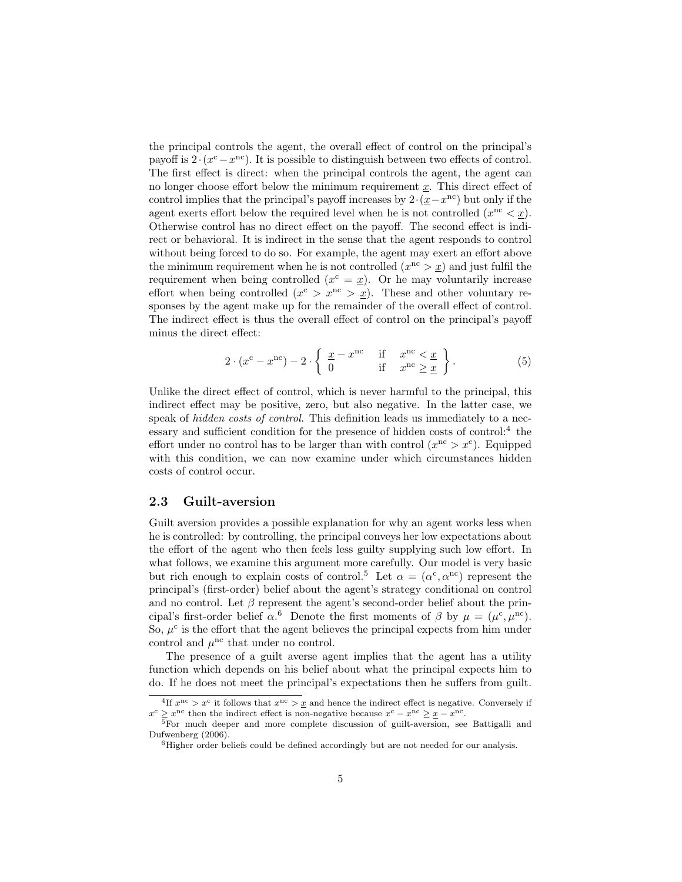the principal controls the agent, the overall effect of control on the principal's payoff is $2 \cdot (x^{c} - x^{nc})$. It is possible to distinguish between two effects of control. The first effect is direct: when the principal controls the agent, the agent can no longer choose effort below the minimum requirement $\underline{x}$. This direct effect of control implies that the principal's payoff increases by $2 \cdot (\underline{x} - x^{nc})$ but only if the agent exerts effort below the required level when he is not controlled ($x^{nc} < \underline{x}$). Otherwise control has no direct effect on the payoff. The second effect is indirect or behavioral. It is indirect in the sense that the agent responds to control without being forced to do so. For example, the agent may exert an effort above the minimum requirement when he is not controlled ($x^{nc} > \underline{x}$) and just fulfil the requirement when being controlled ($x^{c} = \underline{x}$). Or he may voluntarily increase effort when being controlled ($x^{c} > x^{nc} > \underline{x}$). These and other voluntary responses by the agent make up for the remainder of the overall effect of control. The indirect effect is thus the overall effect of control on the principal's payoff minus the direct effect:

$$2 \cdot (x^{c} - x^{nc}) - 2 \cdot \left\{ \begin{array}{lll} \underline{x} - x^{nc} & \text{if} & x^{nc} < \underline{x} \\ 0 & \text{if} & x^{nc} \geq \underline{x} \end{array} \right\}. \tag{5}$$

Unlike the direct effect of control, which is never harmful to the principal, this indirect effect may be positive, zero, but also negative. In the latter case, we speak of *hidden costs of control*. This definition leads us immediately to a necessary and sufficient condition for the presence of hidden costs of control:[4] the effort under no control has to be larger than with control ($x^{nc} > x^{c}$). Equipped with this condition, we can now examine under which circumstances hidden costs of control occur.

## 2.3 Guilt-aversion

Guilt aversion provides a possible explanation for why an agent works less when he is controlled: by controlling, the principal conveys her low expectations about the effort of the agent who then feels less guilty supplying such low effort. In what follows, we examine this argument more carefully. Our model is very basic but rich enough to explain costs of control.[5] Let $\alpha = (\alpha^{c}, \alpha^{nc})$ represent the principal's (first-order) belief about the agent's strategy conditional on control and no control. Let $\beta$ represent the agent's second-order belief about the principal's first-order belief $\alpha$.[6] Denote the first moments of $\beta$ by $\mu = (\mu^{c}, \mu^{nc})$. So, $\mu^{c}$ is the effort that the agent believes the principal expects from him under control and $\mu^{nc}$ that under no control.

The presence of a guilt averse agent implies that the agent has a utility function which depends on his belief about what the principal expects him to do. If he does not meet the principal's expectations then he suffers from guilt.

---

[4] If $x^{nc} > x^{c}$ it follows that $x^{nc} > \underline{x}$ and hence the indirect effect is negative. Conversely if $x^{c} \geq x^{nc}$ then the indirect effect is non-negative because $x^{c} - x^{nc} \geq \underline{x} - x^{nc}$.

[5] For much deeper and more complete discussion of guilt-aversion, see Battigalli and Dufwenberg (2006).

[6] Higher order beliefs could be defined accordingly but are not needed for our analysis.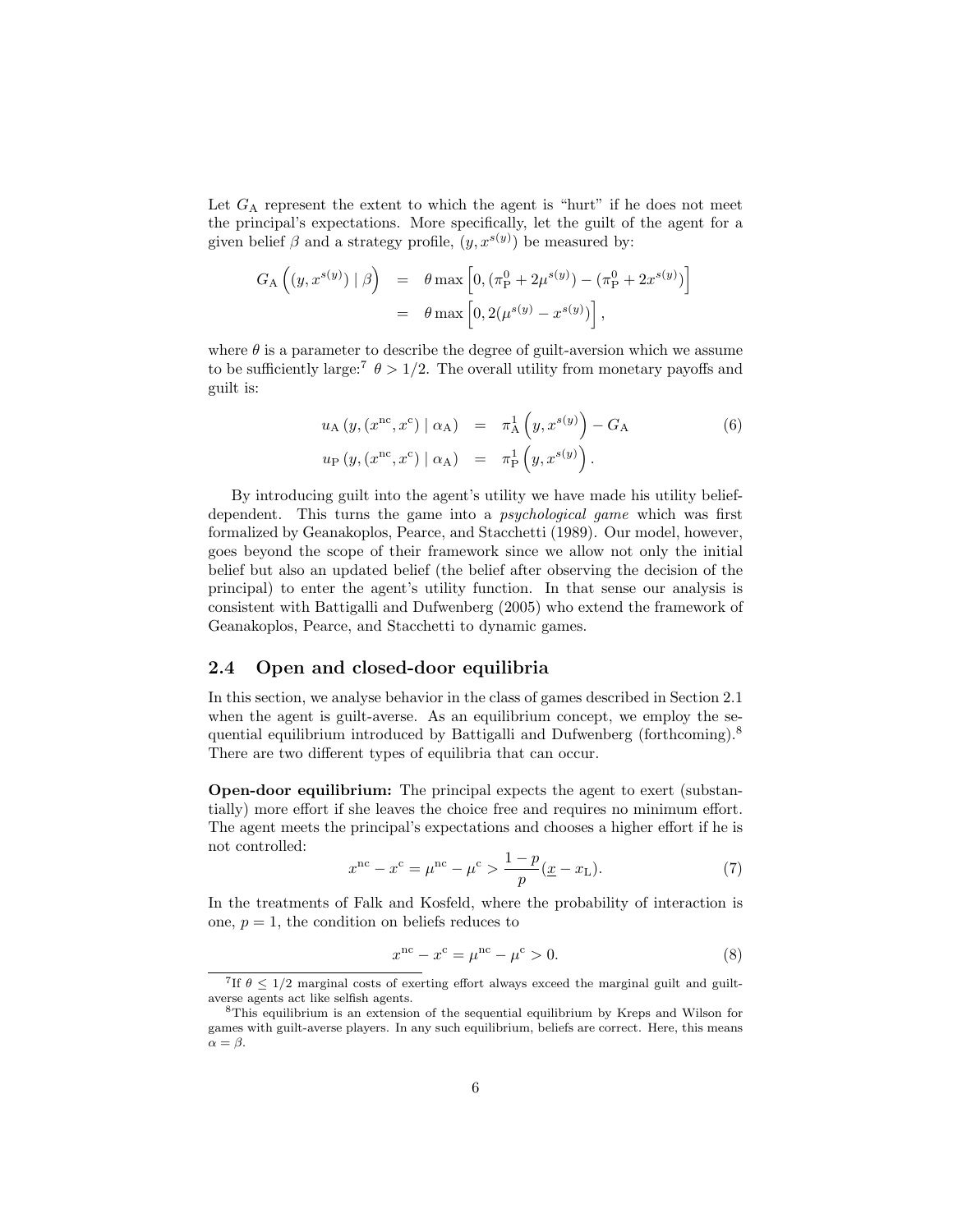Let $G_{\mathrm{A}}$ represent the extent to which the agent is "hurt" if he does not meet the principal's expectations. More specifically, let the guilt of the agent for a given belief $\beta$ and a strategy profile, $(y, x^{s(y)})$ be measured by:

$$
\begin{aligned}
G_{\mathrm{A}}\left((y, x^{s(y)}) \mid \beta\right) &= \theta \max\left[0, (\pi_{\mathrm{P}}^0 + 2\mu^{s(y)}) - (\pi_{\mathrm{P}}^0 + 2x^{s(y)})\right] \\
&= \theta \max\left[0, 2(\mu^{s(y)} - x^{s(y)})\right],
\end{aligned}
$$

where $\theta$ is a parameter to describe the degree of guilt-aversion which we assume to be sufficiently large:[7] $\theta > 1/2$. The overall utility from monetary payoffs and guilt is:

$$
\begin{aligned}
u_{\mathrm{A}}\left(y, (x^{\mathrm{nc}}, x^{\mathrm{c}}) \mid \alpha_{\mathrm{A}}\right) &= \pi_{\mathrm{A}}^1\left(y, x^{s(y)}\right) - G_{\mathrm{A}} \\
u_{\mathrm{P}}\left(y, (x^{\mathrm{nc}}, x^{\mathrm{c}}) \mid \alpha_{\mathrm{A}}\right) &= \pi_{\mathrm{P}}^1\left(y, x^{s(y)}\right).
\end{aligned}
\tag{6}
$$

By introducing guilt into the agent's utility we have made his utility belief-dependent. This turns the game into a *psychological game* which was first formalized by Geanakoplos, Pearce, and Stacchetti (1989). Our model, however, goes beyond the scope of their framework since we allow not only the initial belief but also an updated belief (the belief after observing the decision of the principal) to enter the agent's utility function. In that sense our analysis is consistent with Battigalli and Dufwenberg (2005) who extend the framework of Geanakoplos, Pearce, and Stacchetti to dynamic games.

## 2.4 Open and closed-door equilibria

In this section, we analyse behavior in the class of games described in Section 2.1 when the agent is guilt-averse. As an equilibrium concept, we employ the sequential equilibrium introduced by Battigalli and Dufwenberg (forthcoming).[8] There are two different types of equilibria that can occur.

**Open-door equilibrium:** The principal expects the agent to exert (substantially) more effort if she leaves the choice free and requires no minimum effort. The agent meets the principal's expectations and chooses a higher effort if he is not controlled:

$$
x^{\mathrm{nc}} - x^{\mathrm{c}} = \mu^{\mathrm{nc}} - \mu^{\mathrm{c}} > \frac{1-p}{p}(\underline{x} - x_{\mathrm{L}}). \tag{7}
$$

In the treatments of Falk and Kosfeld, where the probability of interaction is one, $p = 1$, the condition on beliefs reduces to

$$
x^{\mathrm{nc}} - x^{\mathrm{c}} = \mu^{\mathrm{nc}} - \mu^{\mathrm{c}} > 0. \tag{8}
$$

[7] If $\theta \leq 1/2$ marginal costs of exerting effort always exceed the marginal guilt and guilt-averse agents act like selfish agents.

[8] This equilibrium is an extension of the sequential equilibrium by Kreps and Wilson for games with guilt-averse players. In any such equilibrium, beliefs are correct. Here, this means $\alpha = \beta$.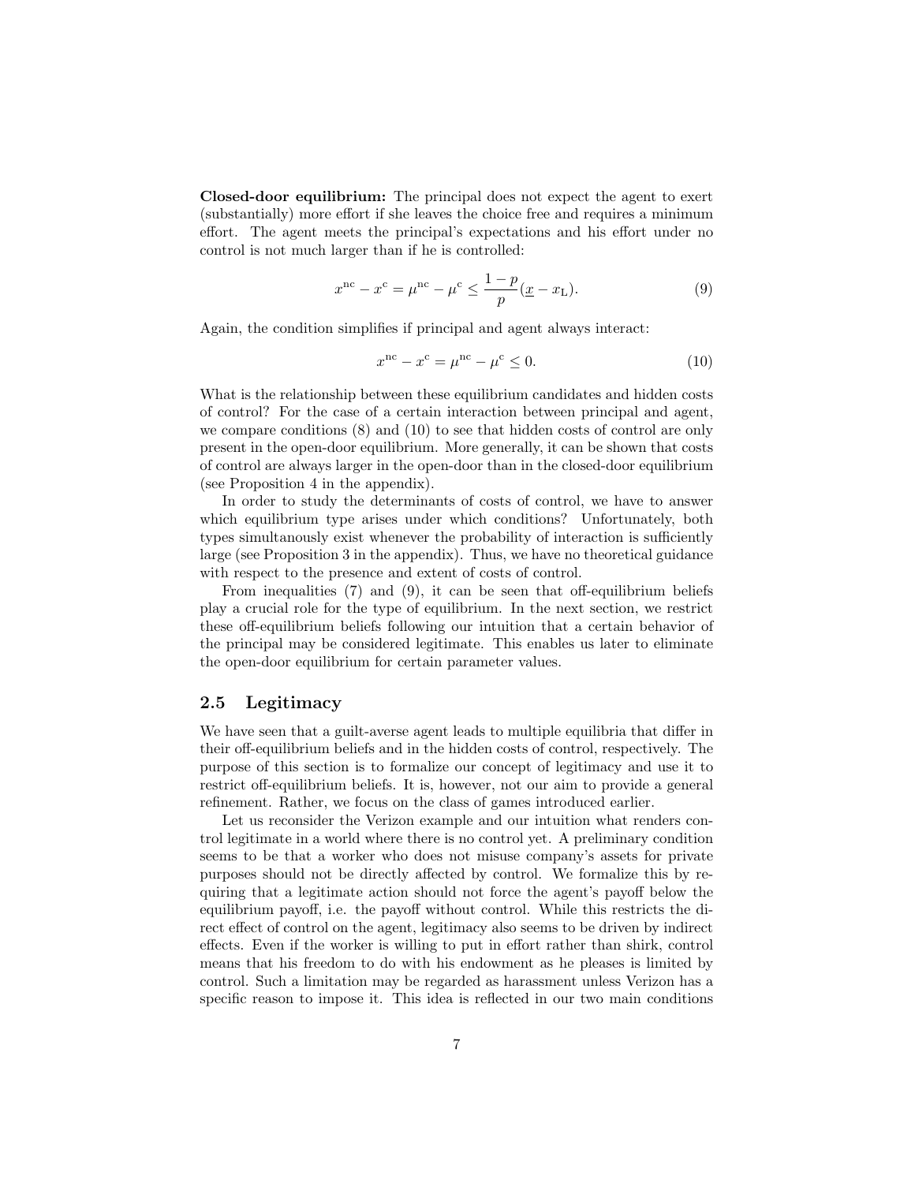**Closed-door equilibrium:** The principal does not expect the agent to exert (substantially) more effort if she leaves the choice free and requires a minimum effort. The agent meets the principal's expectations and his effort under no control is not much larger than if he is controlled:

$$x^{\mathrm{nc}} - x^{\mathrm{c}} = \mu^{\mathrm{nc}} - \mu^{\mathrm{c}} \leq \frac{1-p}{p}(\underline{x} - x_{\mathrm{L}}). \tag{9}$$

Again, the condition simplifies if principal and agent always interact:

$$x^{\mathrm{nc}} - x^{\mathrm{c}} = \mu^{\mathrm{nc}} - \mu^{\mathrm{c}} \leq 0. \tag{10}$$

What is the relationship between these equilibrium candidates and hidden costs of control? For the case of a certain interaction between principal and agent, we compare conditions (8) and (10) to see that hidden costs of control are only present in the open-door equilibrium. More generally, it can be shown that costs of control are always larger in the open-door than in the closed-door equilibrium (see Proposition 4 in the appendix).

In order to study the determinants of costs of control, we have to answer which equilibrium type arises under which conditions? Unfortunately, both types simultanously exist whenever the probability of interaction is sufficiently large (see Proposition 3 in the appendix). Thus, we have no theoretical guidance with respect to the presence and extent of costs of control.

From inequalities (7) and (9), it can be seen that off-equilibrium beliefs play a crucial role for the type of equilibrium. In the next section, we restrict these off-equilibrium beliefs following our intuition that a certain behavior of the principal may be considered legitimate. This enables us later to eliminate the open-door equilibrium for certain parameter values.

## 2.5 Legitimacy

We have seen that a guilt-averse agent leads to multiple equilibria that differ in their off-equilibrium beliefs and in the hidden costs of control, respectively. The purpose of this section is to formalize our concept of legitimacy and use it to restrict off-equilibrium beliefs. It is, however, not our aim to provide a general refinement. Rather, we focus on the class of games introduced earlier.

Let us reconsider the Verizon example and our intuition what renders control legitimate in a world where there is no control yet. A preliminary condition seems to be that a worker who does not misuse company's assets for private purposes should not be directly affected by control. We formalize this by requiring that a legitimate action should not force the agent's payoff below the equilibrium payoff, i.e. the payoff without control. While this restricts the direct effect of control on the agent, legitimacy also seems to be driven by indirect effects. Even if the worker is willing to put in effort rather than shirk, control means that his freedom to do with his endowment as he pleases is limited by control. Such a limitation may be regarded as harassment unless Verizon has a specific reason to impose it. This idea is reflected in our two main conditions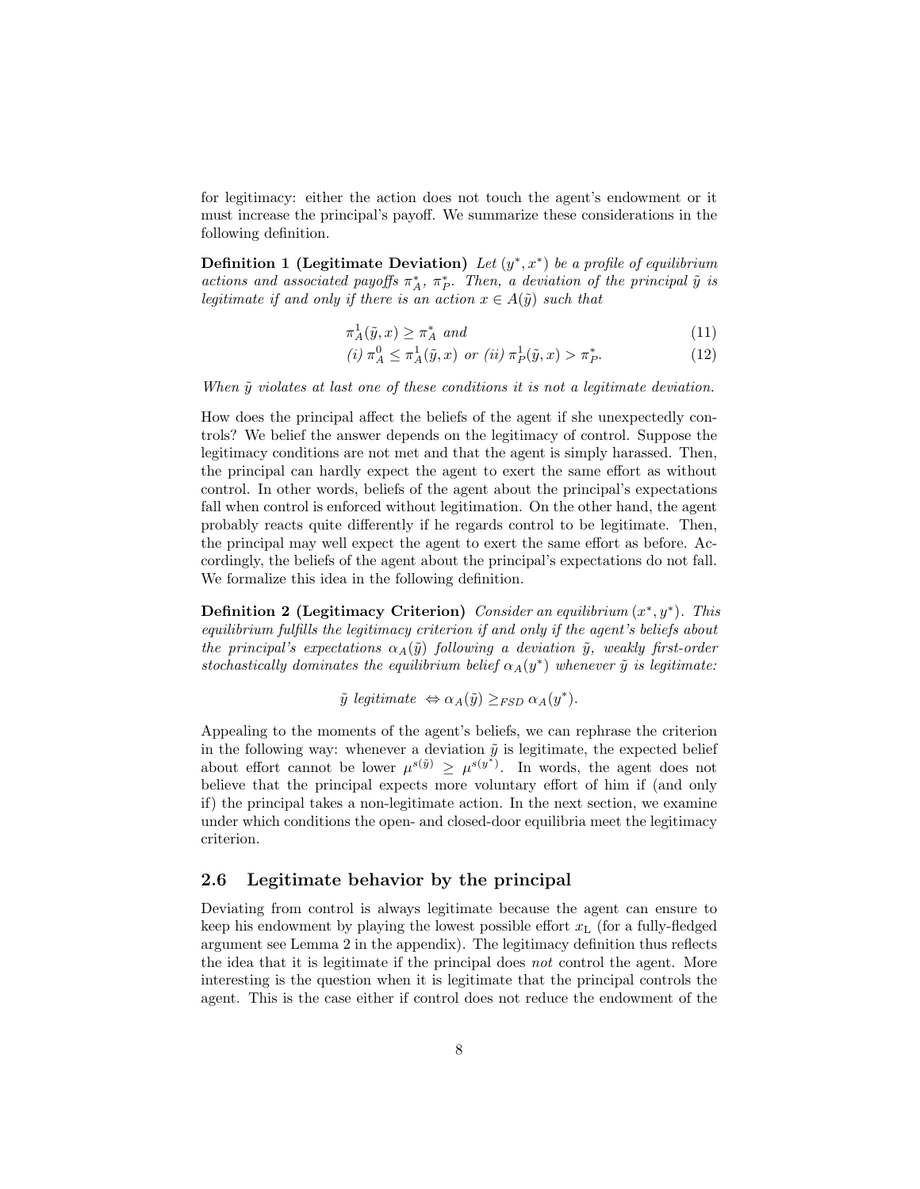for legitimacy: either the action does not touch the agent's endowment or it must increase the principal's payoff. We summarize these considerations in the following definition.

**Definition 1 (Legitimate Deviation)** *Let $(y^*, x^*)$ be a profile of equilibrium actions and associated payoffs $\pi_A^*$, $\pi_P^*$. Then, a deviation of the principal $\tilde{y}$ is legitimate if and only if there is an action $x \in A(\tilde{y})$ such that*

$$\pi_A^1(\tilde{y}, x) \geq \pi_A^* \text{ and} \tag{11}$$

$$(i)\ \pi_A^0 \leq \pi_A^1(\tilde{y}, x) \text{ or } (ii)\ \pi_P^1(\tilde{y}, x) > \pi_P^*. \tag{12}$$

*When $\tilde{y}$ violates at last one of these conditions it is not a legitimate deviation.*

How does the principal affect the beliefs of the agent if she unexpectedly controls? We belief the answer depends on the legitimacy of control. Suppose the legitimacy conditions are not met and that the agent is simply harassed. Then, the principal can hardly expect the agent to exert the same effort as without control. In other words, beliefs of the agent about the principal's expectations fall when control is enforced without legitimation. On the other hand, the agent probably reacts quite differently if he regards control to be legitimate. Then, the principal may well expect the agent to exert the same effort as before. Accordingly, the beliefs of the agent about the principal's expectations do not fall. We formalize this idea in the following definition.

**Definition 2 (Legitimacy Criterion)** *Consider an equilibrium $(x^*, y^*)$. This equilibrium fulfills the legitimacy criterion if and only if the agent's beliefs about the principal's expectations $\alpha_A(\tilde{y})$ following a deviation $\tilde{y}$, weakly first-order stochastically dominates the equilibrium belief $\alpha_A(y^*)$ whenever $\tilde{y}$ is legitimate:*

$$\tilde{y} \text{ legitimate } \Leftrightarrow \alpha_A(\tilde{y}) \geq_{FSD} \alpha_A(y^*).$$

Appealing to the moments of the agent's beliefs, we can rephrase the criterion in the following way: whenever a deviation $\tilde{y}$ is legitimate, the expected belief about effort cannot be lower $\mu^{s(\tilde{y})} \geq \mu^{s(y^*)}$. In words, the agent does not believe that the principal expects more voluntary effort of him if (and only if) the principal takes a non-legitimate action. In the next section, we examine under which conditions the open- and closed-door equilibria meet the legitimacy criterion.

## 2.6 Legitimate behavior by the principal

Deviating from control is always legitimate because the agent can ensure to keep his endowment by playing the lowest possible effort $x_{\mathrm{L}}$ (for a fully-fledged argument see Lemma 2 in the appendix). The legitimacy definition thus reflects the idea that it is legitimate if the principal does *not* control the agent. More interesting is the question when it is legitimate that the principal controls the agent. This is the case either if control does not reduce the endowment of the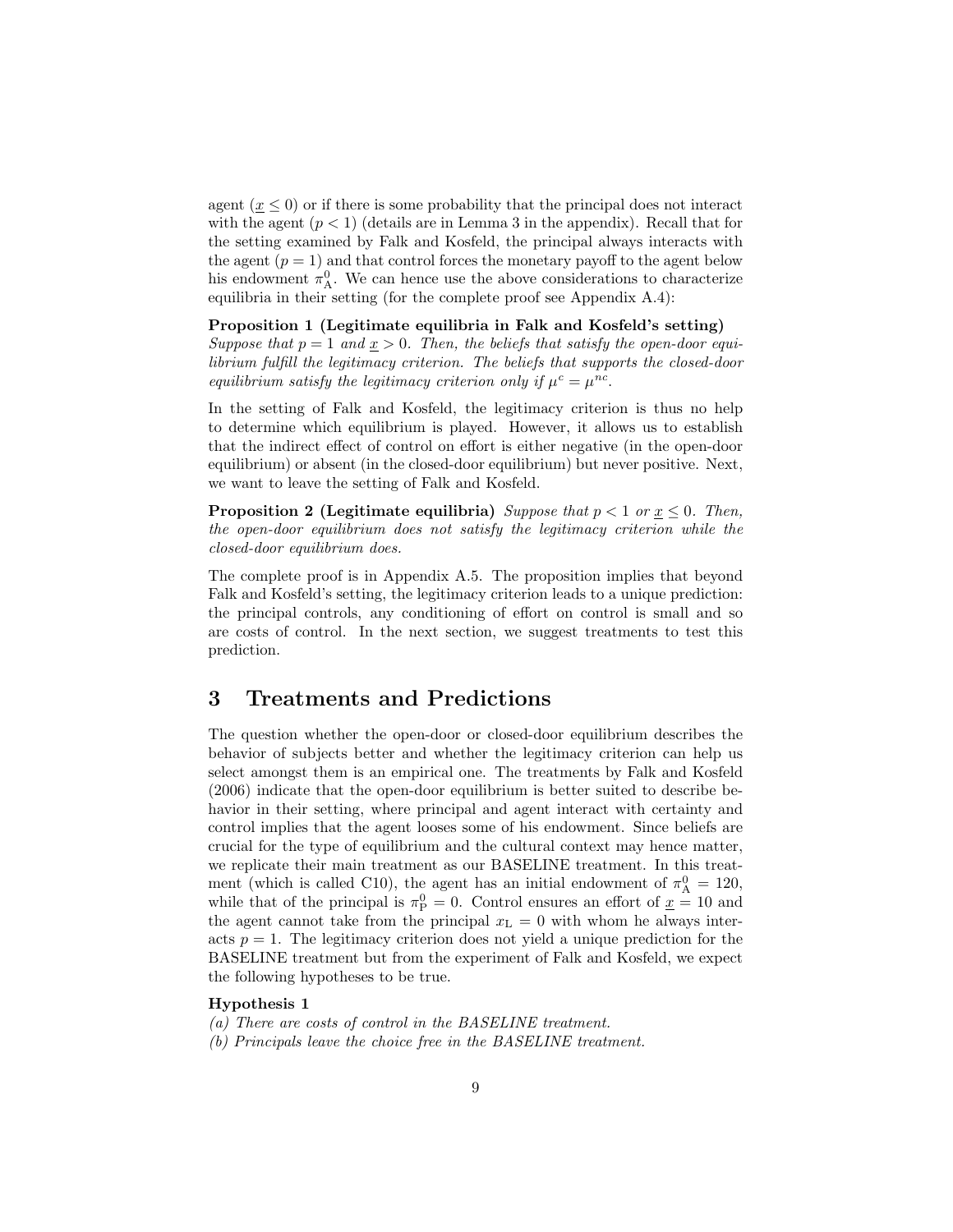agent ($\underline{x} \leq 0$) or if there is some probability that the principal does not interact with the agent ($p < 1$) (details are in Lemma 3 in the appendix). Recall that for the setting examined by Falk and Kosfeld, the principal always interacts with the agent ($p = 1$) and that control forces the monetary payoff to the agent below his endowment $\pi_{\mathrm{A}}^{0}$. We can hence use the above considerations to characterize equilibria in their setting (for the complete proof see Appendix A.4):

**Proposition 1 (Legitimate equilibria in Falk and Kosfeld's setting)** *Suppose that $p = 1$ and $\underline{x} > 0$. Then, the beliefs that satisfy the open-door equilibrium fulfill the legitimacy criterion. The beliefs that supports the closed-door equilibrium satisfy the legitimacy criterion only if $\mu^{c} = \mu^{nc}$.*

In the setting of Falk and Kosfeld, the legitimacy criterion is thus no help to determine which equilibrium is played. However, it allows us to establish that the indirect effect of control on effort is either negative (in the open-door equilibrium) or absent (in the closed-door equilibrium) but never positive. Next, we want to leave the setting of Falk and Kosfeld.

**Proposition 2 (Legitimate equilibria)** *Suppose that $p < 1$ or $\underline{x} \leq 0$. Then, the open-door equilibrium does not satisfy the legitimacy criterion while the closed-door equilibrium does.*

The complete proof is in Appendix A.5. The proposition implies that beyond Falk and Kosfeld's setting, the legitimacy criterion leads to a unique prediction: the principal controls, any conditioning of effort on control is small and so are costs of control. In the next section, we suggest treatments to test this prediction.

# 3 Treatments and Predictions

The question whether the open-door or closed-door equilibrium describes the behavior of subjects better and whether the legitimacy criterion can help us select amongst them is an empirical one. The treatments by Falk and Kosfeld (2006) indicate that the open-door equilibrium is better suited to describe behavior in their setting, where principal and agent interact with certainty and control implies that the agent looses some of his endowment. Since beliefs are crucial for the type of equilibrium and the cultural context may hence matter, we replicate their main treatment as our BASELINE treatment. In this treatment (which is called C10), the agent has an initial endowment of $\pi_{\mathrm{A}}^{0} = 120$, while that of the principal is $\pi_{\mathrm{P}}^{0} = 0$. Control ensures an effort of $\underline{x} = 10$ and the agent cannot take from the principal $x_{\mathrm{L}} = 0$ with whom he always interacts $p = 1$. The legitimacy criterion does not yield a unique prediction for the BASELINE treatment but from the experiment of Falk and Kosfeld, we expect the following hypotheses to be true.

**Hypothesis 1**
*(a) There are costs of control in the BASELINE treatment.*
*(b) Principals leave the choice free in the BASELINE treatment.*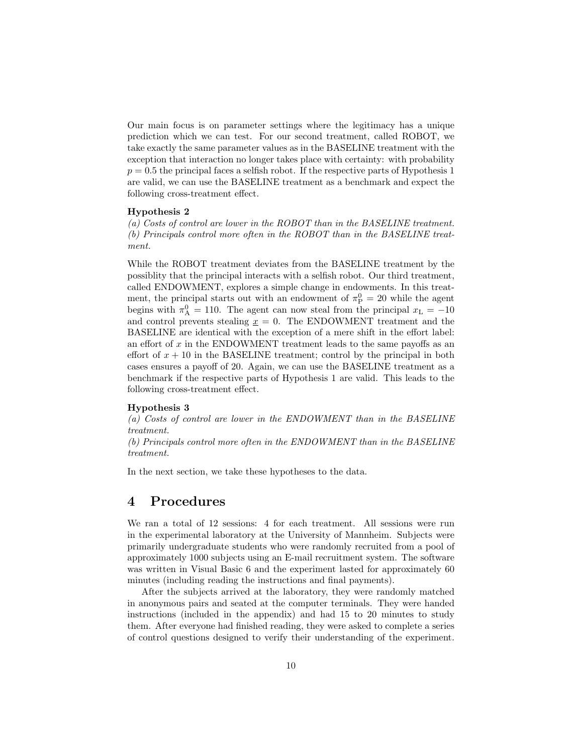Our main focus is on parameter settings where the legitimacy has a unique prediction which we can test. For our second treatment, called ROBOT, we take exactly the same parameter values as in the BASELINE treatment with the exception that interaction no longer takes place with certainty: with probability $p = 0.5$ the principal faces a selfish robot. If the respective parts of Hypothesis 1 are valid, we can use the BASELINE treatment as a benchmark and expect the following cross-treatment effect.

**Hypothesis 2**
*(a) Costs of control are lower in the ROBOT than in the BASELINE treatment.*
*(b) Principals control more often in the ROBOT than in the BASELINE treatment.*

While the ROBOT treatment deviates from the BASELINE treatment by the possiblity that the principal interacts with a selfish robot. Our third treatment, called ENDOWMENT, explores a simple change in endowments. In this treatment, the principal starts out with an endowment of $\pi_{\mathrm{P}}^{0} = 20$ while the agent begins with $\pi_{\mathrm{A}}^{0} = 110$. The agent can now steal from the principal $x_{\mathrm{L}} = -10$ and control prevents stealing $\underline{x} = 0$. The ENDOWMENT treatment and the BASELINE are identical with the exception of a mere shift in the effort label: an effort of $x$ in the ENDOWMENT treatment leads to the same payoffs as an effort of $x + 10$ in the BASELINE treatment; control by the principal in both cases ensures a payoff of 20. Again, we can use the BASELINE treatment as a benchmark if the respective parts of Hypothesis 1 are valid. This leads to the following cross-treatment effect.

**Hypothesis 3**
*(a) Costs of control are lower in the ENDOWMENT than in the BASELINE treatment.*
*(b) Principals control more often in the ENDOWMENT than in the BASELINE treatment.*

In the next section, we take these hypotheses to the data.

# 4 Procedures

We ran a total of 12 sessions: 4 for each treatment. All sessions were run in the experimental laboratory at the University of Mannheim. Subjects were primarily undergraduate students who were randomly recruited from a pool of approximately 1000 subjects using an E-mail recruitment system. The software was written in Visual Basic 6 and the experiment lasted for approximately 60 minutes (including reading the instructions and final payments).

After the subjects arrived at the laboratory, they were randomly matched in anonymous pairs and seated at the computer terminals. They were handed instructions (included in the appendix) and had 15 to 20 minutes to study them. After everyone had finished reading, they were asked to complete a series of control questions designed to verify their understanding of the experiment.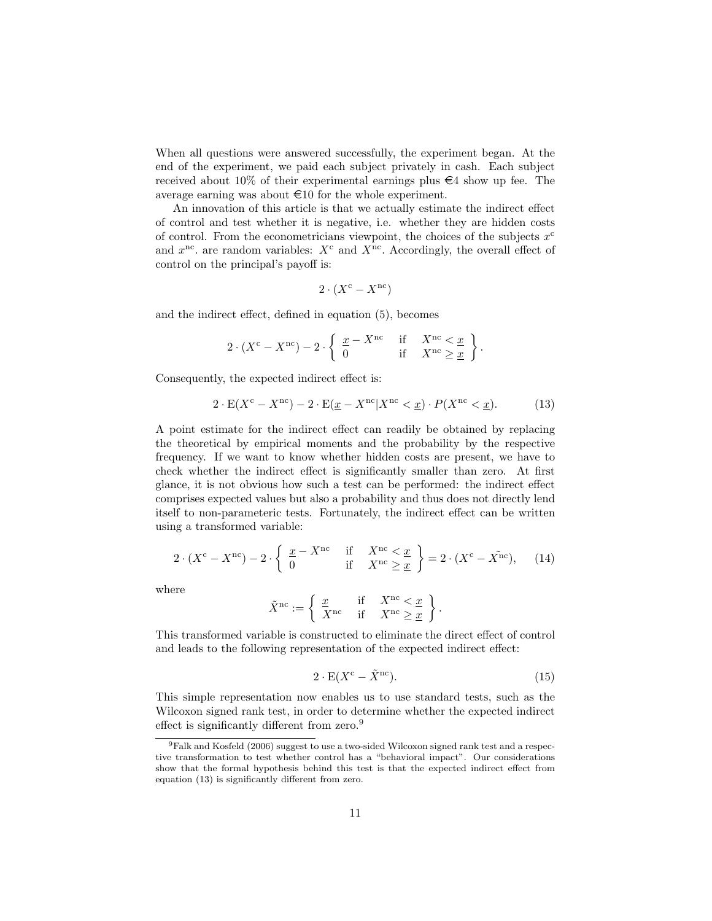When all questions were answered successfully, the experiment began. At the end of the experiment, we paid each subject privately in cash. Each subject received about 10% of their experimental earnings plus €4 show up fee. The average earning was about €10 for the whole experiment.

An innovation of this article is that we actually estimate the indirect effect of control and test whether it is negative, i.e. whether they are hidden costs of control. From the econometricians viewpoint, the choices of the subjects $x^{\mathrm{c}}$ and $x^{\mathrm{nc}}$. are random variables: $X^{\mathrm{c}}$ and $X^{\mathrm{nc}}$. Accordingly, the overall effect of control on the principal's payoff is:

$$2 \cdot (X^{\mathrm{c}} - X^{\mathrm{nc}})$$

and the indirect effect, defined in equation (5), becomes

$$2 \cdot (X^{\mathrm{c}} - X^{\mathrm{nc}}) - 2 \cdot \left\{ \begin{array}{lll} \underline{x} - X^{\mathrm{nc}} & \text{if} & X^{\mathrm{nc}} < \underline{x} \\ 0 & \text{if} & X^{\mathrm{nc}} \geq \underline{x} \end{array} \right\}.$$

Consequently, the expected indirect effect is:

$$2 \cdot \mathrm{E}(X^{\mathrm{c}} - X^{\mathrm{nc}}) - 2 \cdot \mathrm{E}(\underline{x} - X^{\mathrm{nc}} | X^{\mathrm{nc}} < \underline{x}) \cdot P(X^{\mathrm{nc}} < \underline{x}). \tag{13}$$

A point estimate for the indirect effect can readily be obtained by replacing the theoretical by empirical moments and the probability by the respective frequency. If we want to know whether hidden costs are present, we have to check whether the indirect effect is significantly smaller than zero. At first glance, it is not obvious how such a test can be performed: the indirect effect comprises expected values but also a probability and thus does not directly lend itself to non-parameteric tests. Fortunately, the indirect effect can be written using a transformed variable:

$$2 \cdot (X^{\mathrm{c}} - X^{\mathrm{nc}}) - 2 \cdot \left\{ \begin{array}{lll} \underline{x} - X^{\mathrm{nc}} & \text{if} & X^{\mathrm{nc}} < \underline{x} \\ 0 & \text{if} & X^{\mathrm{nc}} \geq \underline{x} \end{array} \right\} = 2 \cdot (X^{\mathrm{c}} - \tilde{X}^{\mathrm{nc}}), \tag{14}$$

where

$$\tilde{X}^{\mathrm{nc}} := \left\{ \begin{array}{lll} \underline{x} & \text{if} & X^{\mathrm{nc}} < \underline{x} \\ X^{\mathrm{nc}} & \text{if} & X^{\mathrm{nc}} \geq \underline{x} \end{array} \right\}.$$

This transformed variable is constructed to eliminate the direct effect of control and leads to the following representation of the expected indirect effect:

$$2 \cdot \mathrm{E}(X^{\mathrm{c}} - \tilde{X}^{\mathrm{nc}}). \tag{15}$$

This simple representation now enables us to use standard tests, such as the Wilcoxon signed rank test, in order to determine whether the expected indirect effect is significantly different from zero.[9]

[9] Falk and Kosfeld (2006) suggest to use a two-sided Wilcoxon signed rank test and a respective transformation to test whether control has a "behavioral impact". Our considerations show that the formal hypothesis behind this test is that the expected indirect effect from equation (13) is significantly different from zero.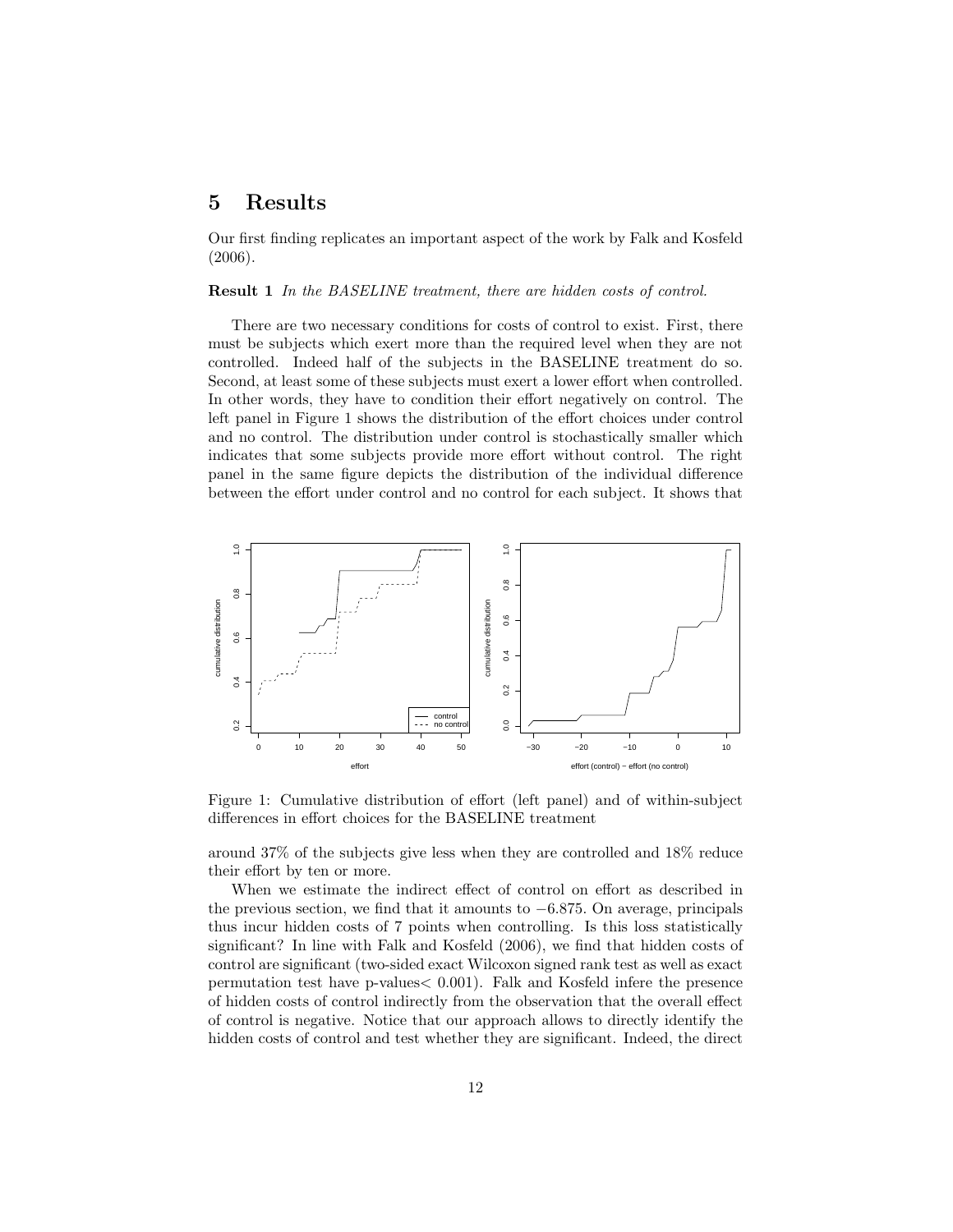## 5 Results

Our first finding replicates an important aspect of the work by Falk and Kosfeld (2006).

**Result 1** *In the BASELINE treatment, there are hidden costs of control.*

There are two necessary conditions for costs of control to exist. First, there must be subjects which exert more than the required level when they are not controlled. Indeed half of the subjects in the BASELINE treatment do so. Second, at least some of these subjects must exert a lower effort when controlled. In other words, they have to condition their effort negatively on control. The left panel in Figure 1 shows the distribution of the effort choices under control and no control. The distribution under control is stochastically smaller which indicates that some subjects provide more effort without control. The right panel in the same figure depicts the distribution of the individual difference between the effort under control and no control for each subject. It shows that around 37% of the subjects give less when they are controlled and 18% reduce their effort by ten or more.

Figure 1: Cumulative distribution of effort (left panel) and of within-subject differences in effort choices for the BASELINE treatment

When we estimate the indirect effect of control on effort as described in the previous section, we find that it amounts to $-6.875$. On average, principals thus incur hidden costs of 7 points when controlling. Is this loss statistically significant? In line with Falk and Kosfeld (2006), we find that hidden costs of control are significant (two-sided exact Wilcoxon signed rank test as well as exact permutation test have p-values$< 0.001$). Falk and Kosfeld infere the presence of hidden costs of control indirectly from the observation that the overall effect of control is negative. Notice that our approach allows to directly identify the hidden costs of control and test whether they are significant. Indeed, the direct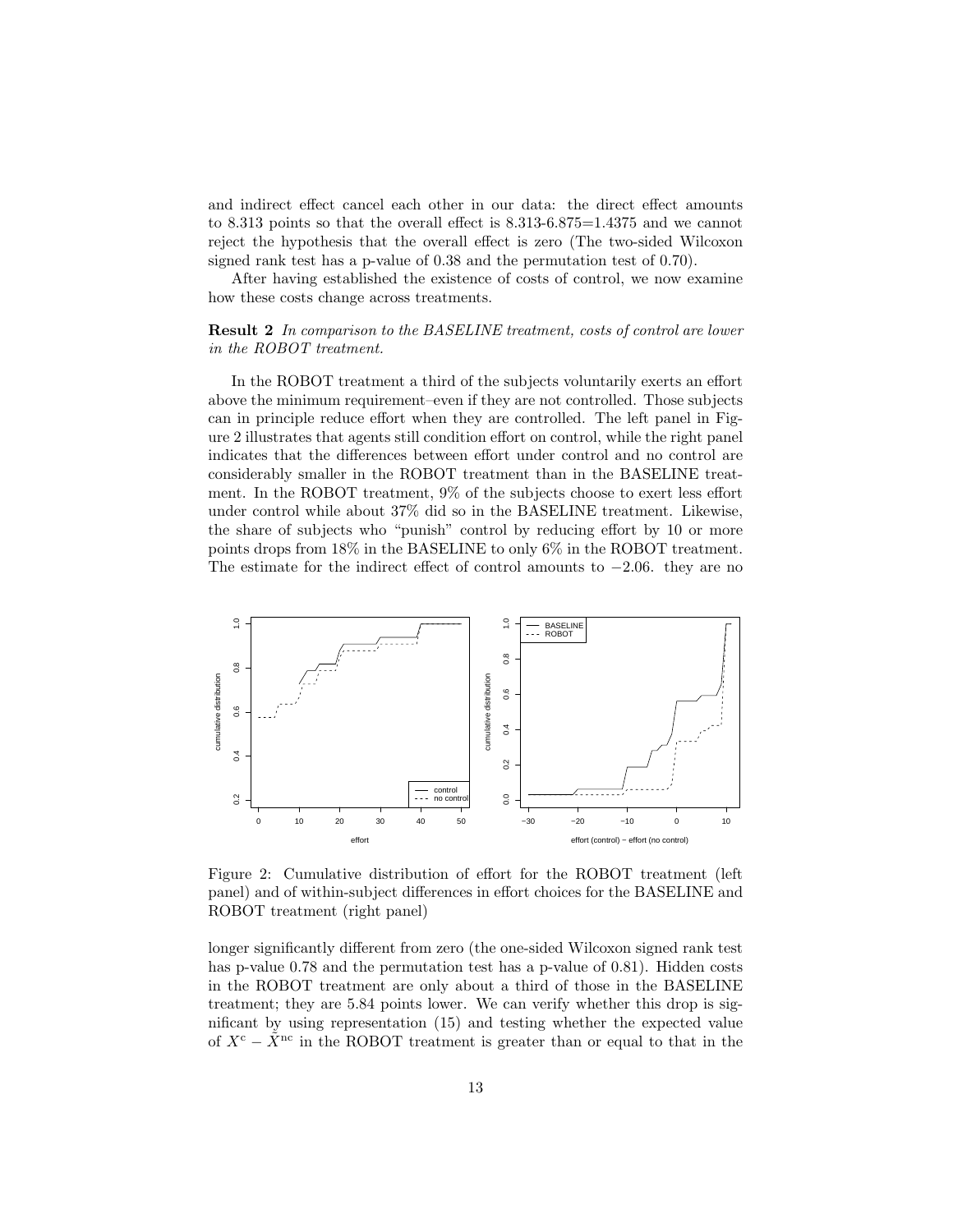and indirect effect cancel each other in our data: the direct effect amounts to 8.313 points so that the overall effect is 8.313-6.875=1.4375 and we cannot reject the hypothesis that the overall effect is zero (The two-sided Wilcoxon signed rank test has a p-value of 0.38 and the permutation test of 0.70).

After having established the existence of costs of control, we now examine how these costs change across treatments.

**Result 2** *In comparison to the BASELINE treatment, costs of control are lower in the ROBOT treatment.*

In the ROBOT treatment a third of the subjects voluntarily exerts an effort above the minimum requirement–even if they are not controlled. Those subjects can in principle reduce effort when they are controlled. The left panel in Figure 2 illustrates that agents still condition effort on control, while the right panel indicates that the differences between effort under control and no control are considerably smaller in the ROBOT treatment than in the BASELINE treatment. In the ROBOT treatment, 9% of the subjects choose to exert less effort under control while about 37% did so in the BASELINE treatment. Likewise, the share of subjects who "punish" control by reducing effort by 10 or more points drops from 18% in the BASELINE to only 6% in the ROBOT treatment. The estimate for the indirect effect of control amounts to $-2.06$. they are no

Figure 2: Cumulative distribution of effort for the ROBOT treatment (left panel) and of within-subject differences in effort choices for the BASELINE and ROBOT treatment (right panel)

longer significantly different from zero (the one-sided Wilcoxon signed rank test has p-value 0.78 and the permutation test has a p-value of 0.81). Hidden costs in the ROBOT treatment are only about a third of those in the BASELINE treatment; they are 5.84 points lower. We can verify whether this drop is significant by using representation (15) and testing whether the expected value of $X^{c} - \tilde{X}^{nc}$ in the ROBOT treatment is greater than or equal to that in the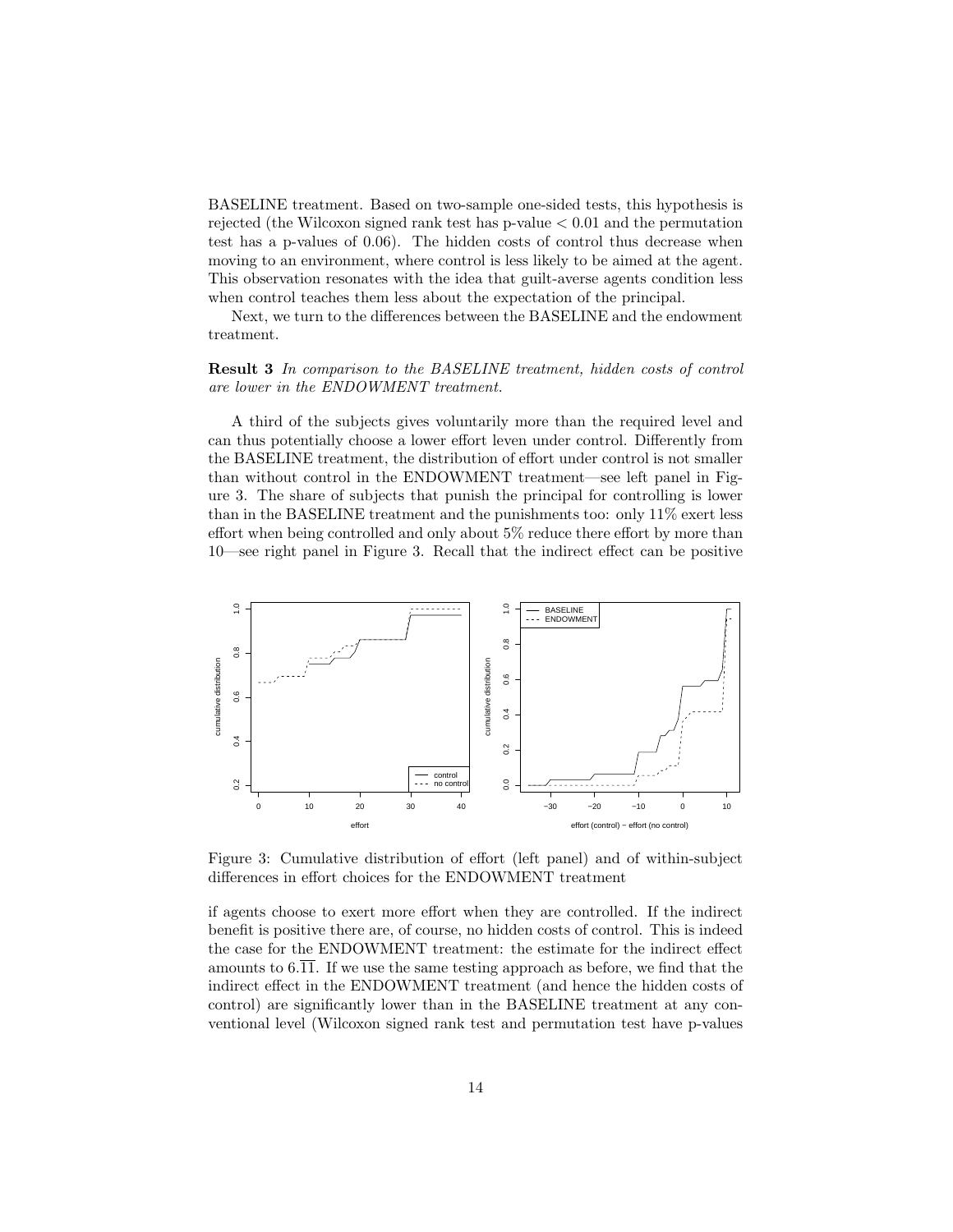BASELINE treatment. Based on two-sample one-sided tests, this hypothesis is rejected (the Wilcoxon signed rank test has p-value $< 0.01$ and the permutation test has a p-values of 0.06). The hidden costs of control thus decrease when moving to an environment, where control is less likely to be aimed at the agent. This observation resonates with the idea that guilt-averse agents condition less when control teaches them less about the expectation of the principal.

Next, we turn to the differences between the BASELINE and the endowment treatment.

**Result 3** *In comparison to the BASELINE treatment, hidden costs of control are lower in the ENDOWMENT treatment.*

A third of the subjects gives voluntarily more than the required level and can thus potentially choose a lower effort leven under control. Differently from the BASELINE treatment, the distribution of effort under control is not smaller than without control in the ENDOWMENT treatment—see left panel in Figure 3. The share of subjects that punish the principal for controlling is lower than in the BASELINE treatment and the punishments too: only 11% exert less effort when being controlled and only about 5% reduce there effort by more than 10—see right panel in Figure 3. Recall that the indirect effect can be positive

Figure 3: Cumulative distribution of effort (left panel) and of within-subject differences in effort choices for the ENDOWMENT treatment

if agents choose to exert more effort when they are controlled. If the indirect benefit is positive there are, of course, no hidden costs of control. This is indeed the case for the ENDOWMENT treatment: the estimate for the indirect effect amounts to $6.\overline{11}$. If we use the same testing approach as before, we find that the indirect effect in the ENDOWMENT treatment (and hence the hidden costs of control) are significantly lower than in the BASELINE treatment at any conventional level (Wilcoxon signed rank test and permutation test have p-values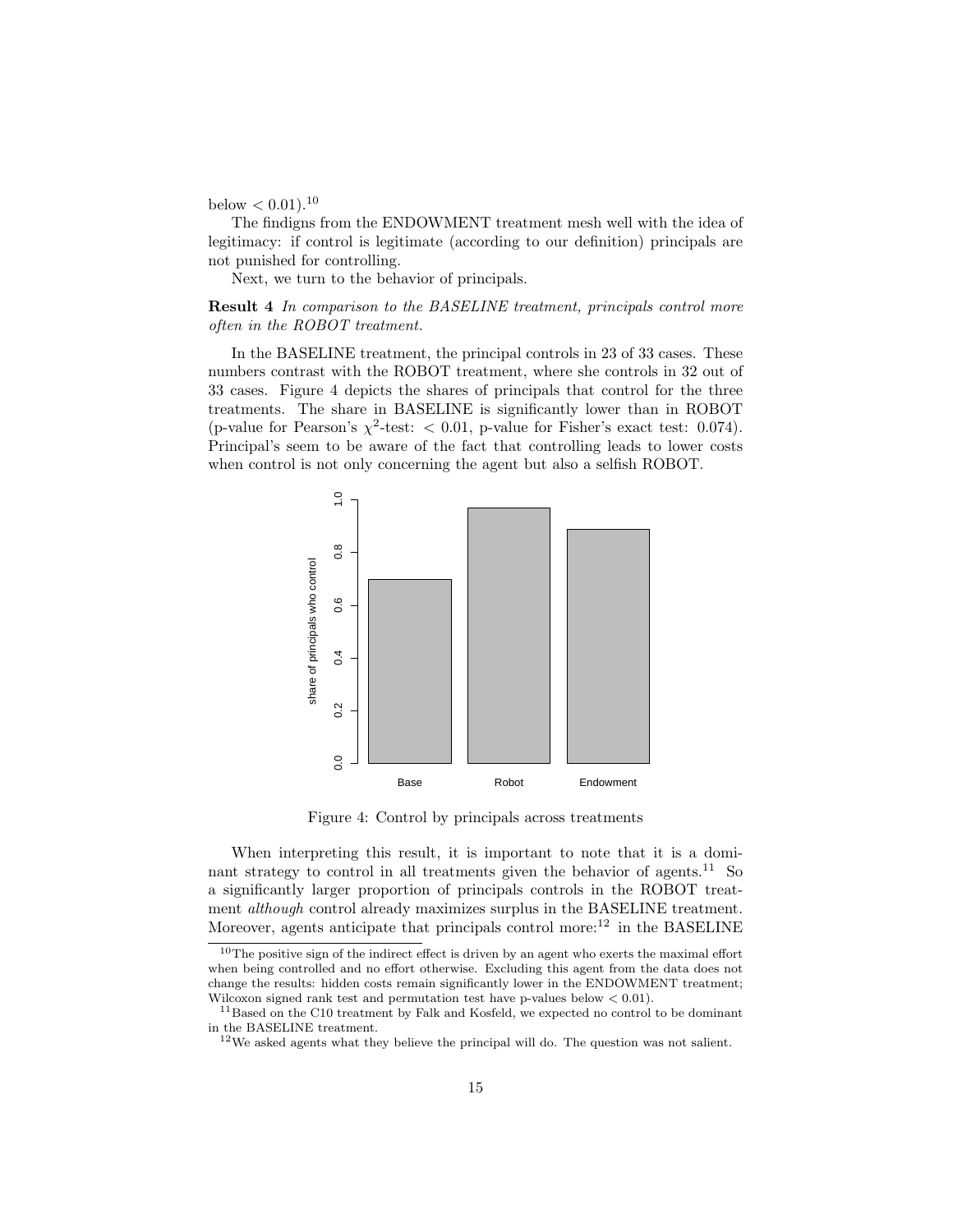below < 0.01).[10]

The findigns from the ENDOWMENT treatment mesh well with the idea of legitimacy: if control is legitimate (according to our definition) principals are not punished for controlling.

Next, we turn to the behavior of principals.

**Result 4** *In comparison to the BASELINE treatment, principals control more often in the ROBOT treatment.*

In the BASELINE treatment, the principal controls in 23 of 33 cases. These numbers contrast with the ROBOT treatment, where she controls in 32 out of 33 cases. Figure 4 depicts the shares of principals that control for the three treatments. The share in BASELINE is significantly lower than in ROBOT (p-value for Pearson's $\chi^2$-test: $< 0.01$, p-value for Fisher's exact test: 0.074). Principal's seem to be aware of the fact that controlling leads to lower costs when control is not only concerning the agent but also a selfish ROBOT.

Figure 4: Control by principals across treatments

When interpreting this result, it is important to note that it is a dominant strategy to control in all treatments given the behavior of agents.[11] So a significantly larger proportion of principals controls in the ROBOT treatment *although* control already maximizes surplus in the BASELINE treatment. Moreover, agents anticipate that principals control more:[12] in the BASELINE

---

[10] The positive sign of the indirect effect is driven by an agent who exerts the maximal effort when being controlled and no effort otherwise. Excluding this agent from the data does not change the results: hidden costs remain significantly lower in the ENDOWMENT treatment; Wilcoxon signed rank test and permutation test have p-values below < 0.01).

[11] Based on the C10 treatment by Falk and Kosfeld, we expected no control to be dominant in the BASELINE treatment.

[12] We asked agents what they believe the principal will do. The question was not salient.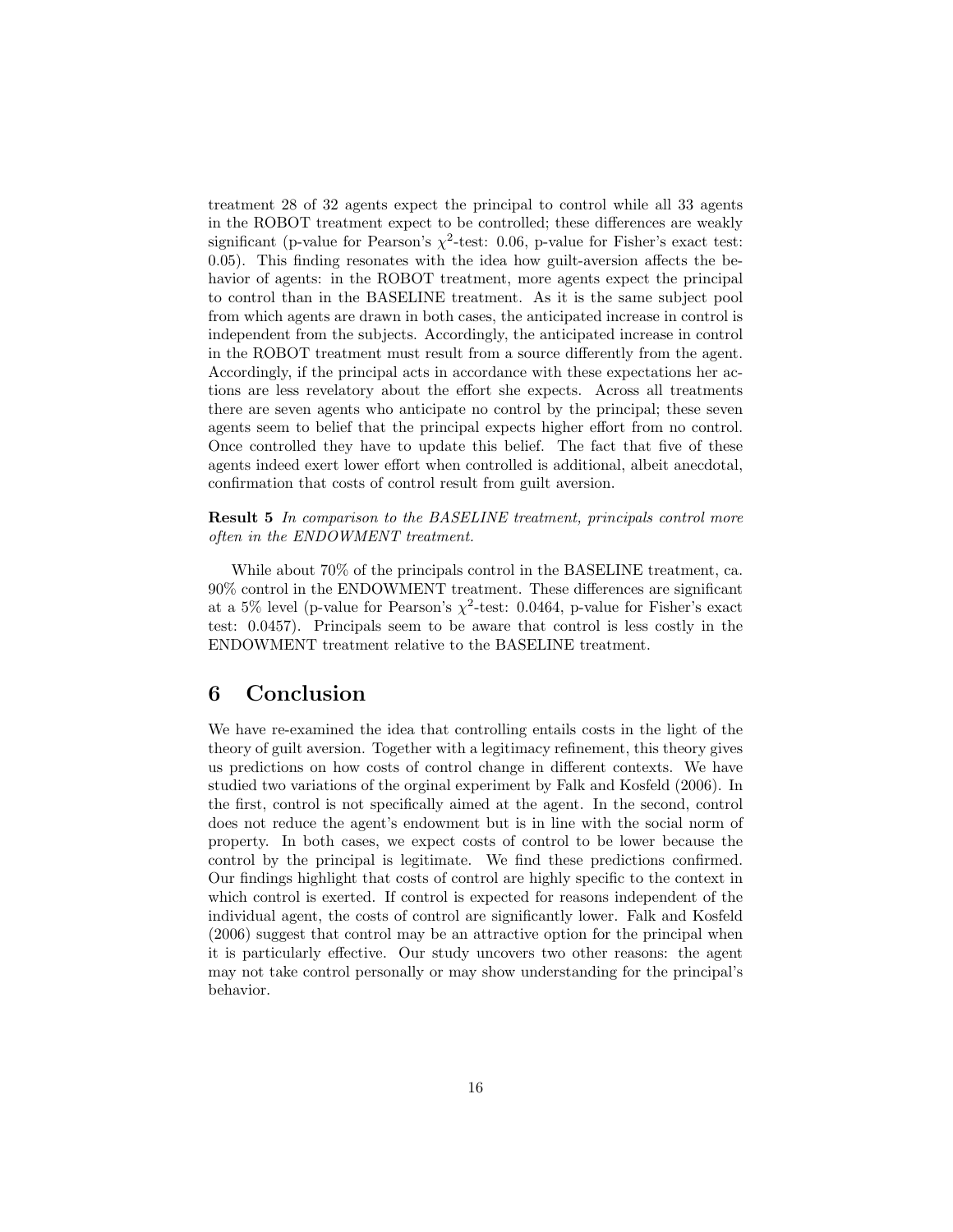treatment 28 of 32 agents expect the principal to control while all 33 agents in the ROBOT treatment expect to be controlled; these differences are weakly significant (p-value for Pearson's $\chi^2$-test: 0.06, p-value for Fisher's exact test: 0.05). This finding resonates with the idea how guilt-aversion affects the behavior of agents: in the ROBOT treatment, more agents expect the principal to control than in the BASELINE treatment. As it is the same subject pool from which agents are drawn in both cases, the anticipated increase in control is independent from the subjects. Accordingly, the anticipated increase in control in the ROBOT treatment must result from a source differently from the agent. Accordingly, if the principal acts in accordance with these expectations her actions are less revelatory about the effort she expects. Across all treatments there are seven agents who anticipate no control by the principal; these seven agents seem to belief that the principal expects higher effort from no control. Once controlled they have to update this belief. The fact that five of these agents indeed exert lower effort when controlled is additional, albeit anecdotal, confirmation that costs of control result from guilt aversion.

**Result 5** *In comparison to the BASELINE treatment, principals control more often in the ENDOWMENT treatment.*

While about 70% of the principals control in the BASELINE treatment, ca. 90% control in the ENDOWMENT treatment. These differences are significant at a 5% level (p-value for Pearson's $\chi^2$-test: 0.0464, p-value for Fisher's exact test: 0.0457). Principals seem to be aware that control is less costly in the ENDOWMENT treatment relative to the BASELINE treatment.

## 6 Conclusion

We have re-examined the idea that controlling entails costs in the light of the theory of guilt aversion. Together with a legitimacy refinement, this theory gives us predictions on how costs of control change in different contexts. We have studied two variations of the orginal experiment by Falk and Kosfeld (2006). In the first, control is not specifically aimed at the agent. In the second, control does not reduce the agent's endowment but is in line with the social norm of property. In both cases, we expect costs of control to be lower because the control by the principal is legitimate. We find these predictions confirmed. Our findings highlight that costs of control are highly specific to the context in which control is exerted. If control is expected for reasons independent of the individual agent, the costs of control are significantly lower. Falk and Kosfeld (2006) suggest that control may be an attractive option for the principal when it is particularly effective. Our study uncovers two other reasons: the agent may not take control personally or may show understanding for the principal's behavior.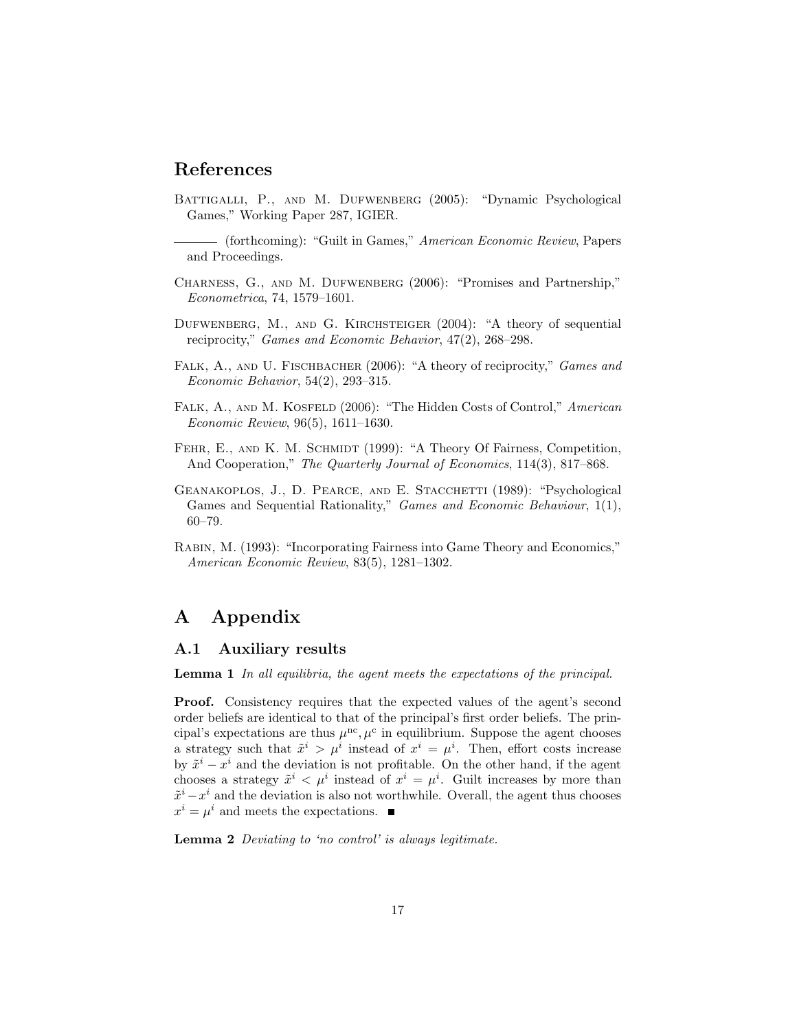## References

Battigalli, P., and M. Dufwenberg (2005): "Dynamic Psychological Games," Working Paper 287, IGIER.

——— (forthcoming): "Guilt in Games," *American Economic Review*, Papers and Proceedings.

Charness, G., and M. Dufwenberg (2006): "Promises and Partnership," *Econometrica*, 74, 1579–1601.

Dufwenberg, M., and G. Kirchsteiger (2004): "A theory of sequential reciprocity," *Games and Economic Behavior*, 47(2), 268–298.

Falk, A., and U. Fischbacher (2006): "A theory of reciprocity," *Games and Economic Behavior*, 54(2), 293–315.

Falk, A., and M. Kosfeld (2006): "The Hidden Costs of Control," *American Economic Review*, 96(5), 1611–1630.

Fehr, E., and K. M. Schmidt (1999): "A Theory Of Fairness, Competition, And Cooperation," *The Quarterly Journal of Economics*, 114(3), 817–868.

Geanakoplos, J., D. Pearce, and E. Stacchetti (1989): "Psychological Games and Sequential Rationality," *Games and Economic Behaviour*, 1(1), 60–79.

Rabin, M. (1993): "Incorporating Fairness into Game Theory and Economics," *American Economic Review*, 83(5), 1281–1302.

# A Appendix

## A.1 Auxiliary results

**Lemma 1** *In all equilibria, the agent meets the expectations of the principal.*

**Proof.** Consistency requires that the expected values of the agent's second order beliefs are identical to that of the principal's first order beliefs. The principal's expectations are thus $\mu^{\text{nc}}, \mu^{\text{c}}$ in equilibrium. Suppose the agent chooses a strategy such that $\tilde{x}^i > \mu^i$ instead of $x^i = \mu^i$. Then, effort costs increase by $\tilde{x}^i - x^i$ and the deviation is not profitable. On the other hand, if the agent chooses a strategy $\tilde{x}^i < \mu^i$ instead of $x^i = \mu^i$. Guilt increases by more than $\tilde{x}^i - x^i$ and the deviation is also not worthwhile. Overall, the agent thus chooses $x^i = \mu^i$ and meets the expectations. ■

**Lemma 2** *Deviating to 'no control' is always legitimate.*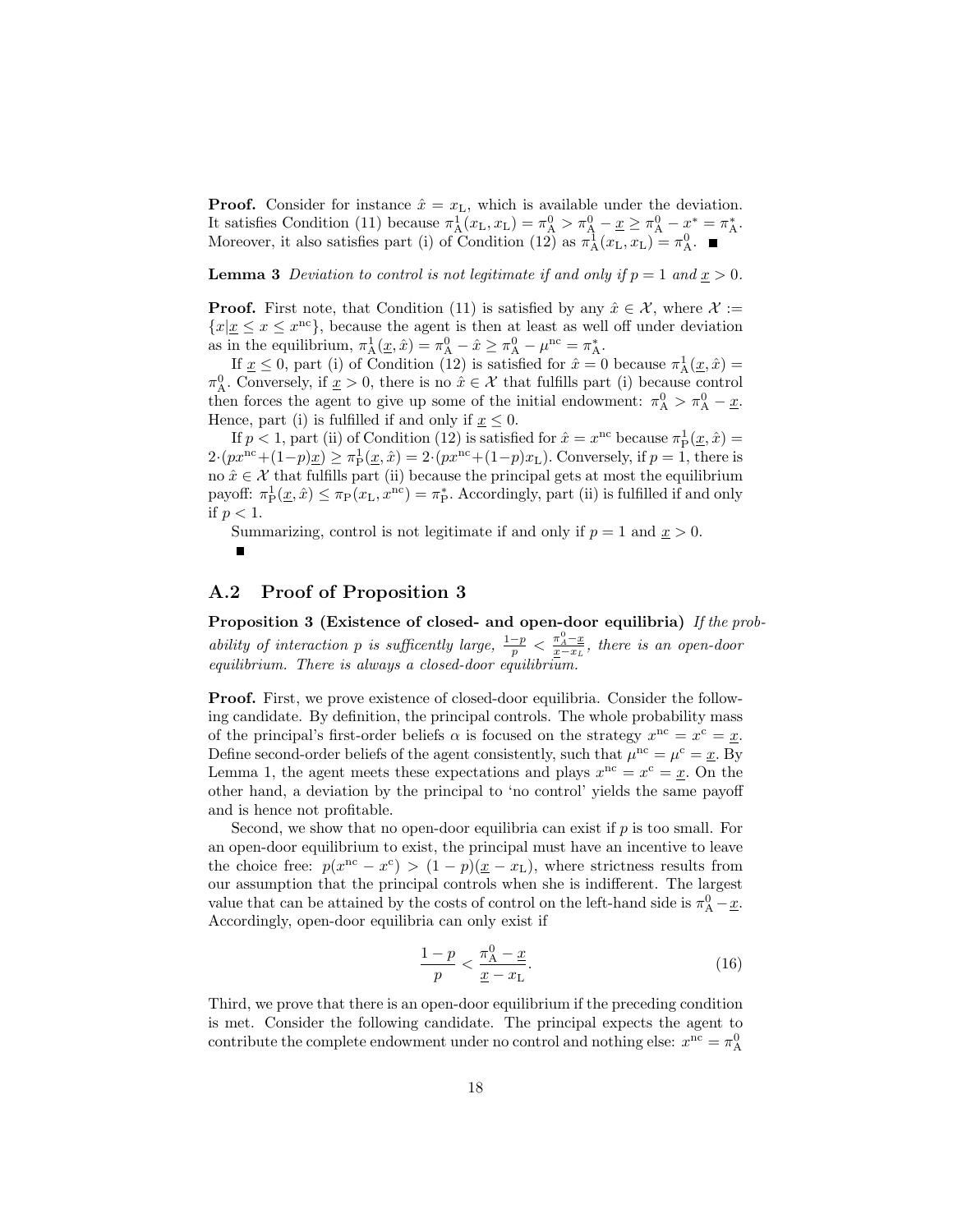**Proof.** Consider for instance $\hat{x} = x_{\text{L}}$, which is available under the deviation. It satisfies Condition (11) because $\pi^1_{\text{A}}(x_{\text{L}}, x_{\text{L}}) = \pi^0_{\text{A}} > \pi^0_{\text{A}} - \underline{x} \geq \pi^0_{\text{A}} - x^* = \pi^*_{\text{A}}$. Moreover, it also satisfies part (i) of Condition (12) as $\pi^1_{\text{A}}(x_{\text{L}}, x_{\text{L}}) = \pi^0_{\text{A}}$. ■

**Lemma 3** *Deviation to control is not legitimate if and only if $p = 1$ and $\underline{x} > 0$.*

**Proof.** First note, that Condition (11) is satisfied by any $\hat{x} \in \mathcal{X}$, where $\mathcal{X} := \{x | \underline{x} \leq x \leq x^{\text{nc}}\}$, because the agent is then at least as well off under deviation as in the equilibrium, $\pi^1_{\text{A}}(\underline{x}, \hat{x}) = \pi^0_{\text{A}} - \hat{x} \geq \pi^0_{\text{A}} - \mu^{\text{nc}} = \pi^*_{\text{A}}$.

If $\underline{x} \leq 0$, part (i) of Condition (12) is satisfied for $\hat{x} = 0$ because $\pi^1_{\text{A}}(\underline{x}, \hat{x}) = \pi^0_{\text{A}}$. Conversely, if $\underline{x} > 0$, there is no $\hat{x} \in \mathcal{X}$ that fulfills part (i) because control then forces the agent to give up some of the initial endowment: $\pi^0_{\text{A}} > \pi^0_{\text{A}} - \underline{x}$. Hence, part (i) is fulfilled if and only if $\underline{x} \leq 0$.

If $p < 1$, part (ii) of Condition (12) is satisfied for $\hat{x} = x^{\text{nc}}$ because $\pi^1_{\text{P}}(\underline{x}, \hat{x}) = 2 \cdot (px^{\text{nc}} + (1-p)\underline{x}) \geq \pi^1_{\text{P}}(\underline{x}, \hat{x}) = 2 \cdot (px^{\text{nc}} + (1-p)x_{\text{L}})$. Conversely, if $p = 1$, there is no $\hat{x} \in \mathcal{X}$ that fulfills part (ii) because the principal gets at most the equilibrium payoff: $\pi^1_{\text{P}}(\underline{x}, \hat{x}) \leq \pi_{\text{P}}(x_{\text{L}}, x^{\text{nc}}) = \pi^*_{\text{P}}$. Accordingly, part (ii) is fulfilled if and only if $p < 1$.

Summarizing, control is not legitimate if and only if $p = 1$ and $\underline{x} > 0$.
■

## A.2 Proof of Proposition 3

**Proposition 3 (Existence of closed- and open-door equilibria)** *If the probability of interaction $p$ is sufficently large, $\frac{1-p}{p} < \frac{\pi^0_A - \underline{x}}{\underline{x} - x_L}$, there is an open-door equilibrium. There is always a closed-door equilibrium.*

**Proof.** First, we prove existence of closed-door equilibria. Consider the following candidate. By definition, the principal controls. The whole probability mass of the principal's first-order beliefs $\alpha$ is focused on the strategy $x^{\text{nc}} = x^{\text{c}} = \underline{x}$. Define second-order beliefs of the agent consistently, such that $\mu^{\text{nc}} = \mu^{\text{c}} = \underline{x}$. By Lemma 1, the agent meets these expectations and plays $x^{\text{nc}} = x^{\text{c}} = \underline{x}$. On the other hand, a deviation by the principal to 'no control' yields the same payoff and is hence not profitable.

Second, we show that no open-door equilibria can exist if $p$ is too small. For an open-door equilibrium to exist, the principal must have an incentive to leave the choice free: $p(x^{\text{nc}} - x^{\text{c}}) > (1-p)(\underline{x} - x_{\text{L}})$, where strictness results from our assumption that the principal controls when she is indifferent. The largest value that can be attained by the costs of control on the left-hand side is $\pi^0_{\text{A}} - \underline{x}$. Accordingly, open-door equilibria can only exist if

$$\frac{1-p}{p} < \frac{\pi^0_{\text{A}} - \underline{x}}{\underline{x} - x_{\text{L}}}. \tag{16}$$

Third, we prove that there is an open-door equilibrium if the preceding condition is met. Consider the following candidate. The principal expects the agent to contribute the complete endowment under no control and nothing else: $x^{\text{nc}} = \pi^0_{\text{A}}$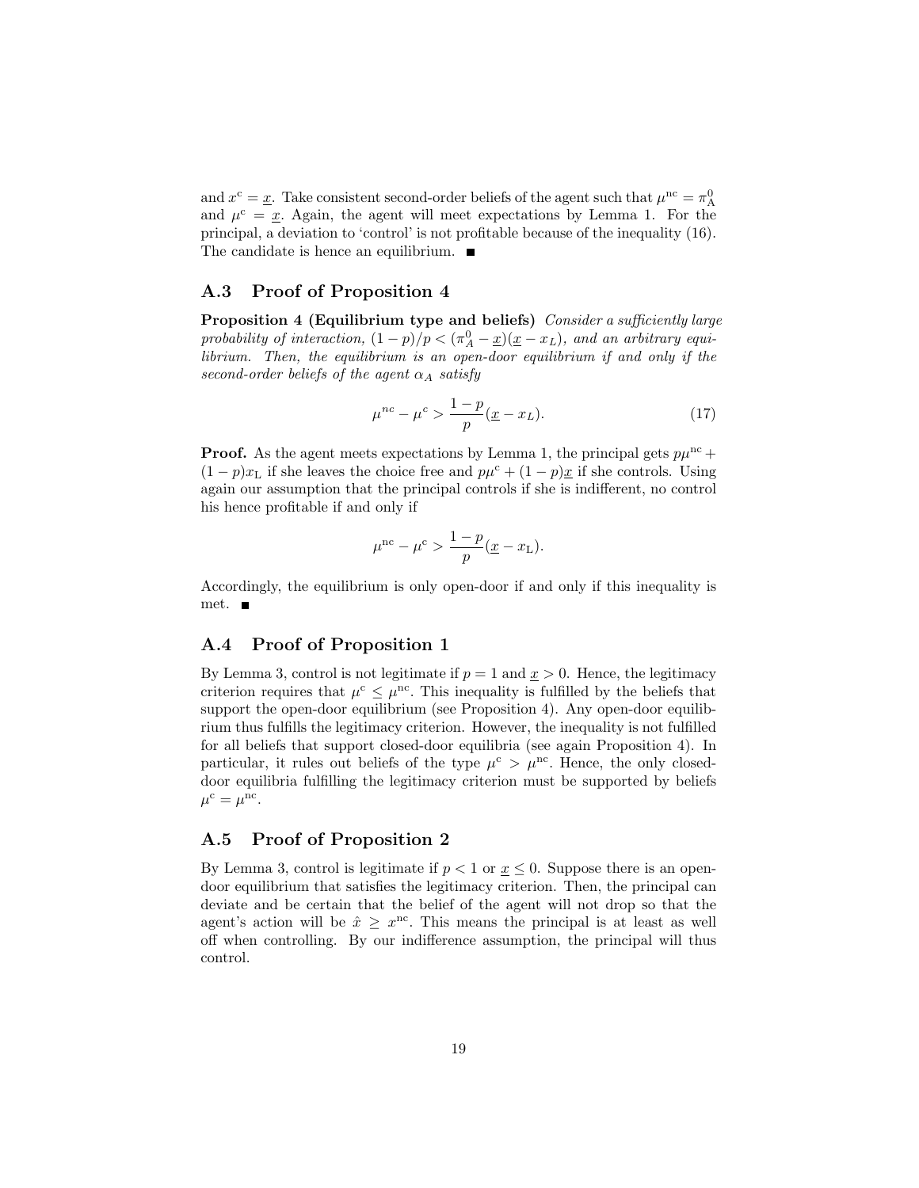and $x^{c} = \underline{x}$. Take consistent second-order beliefs of the agent such that $\mu^{nc} = \pi_{A}^{0}$ and $\mu^{c} = \underline{x}$. Again, the agent will meet expectations by Lemma 1. For the principal, a deviation to 'control' is not profitable because of the inequality (16). The candidate is hence an equilibrium. ■

## A.3 Proof of Proposition 4

**Proposition 4 (Equilibrium type and beliefs)** *Consider a sufficiently large probability of interaction, $(1-p)/p < (\pi_A^0 - \underline{x})(\underline{x} - x_L)$, and an arbitrary equilibrium. Then, the equilibrium is an open-door equilibrium if and only if the second-order beliefs of the agent $\alpha_A$ satisfy*

$$\mu^{nc} - \mu^{c} > \frac{1-p}{p}(\underline{x} - x_L). \tag{17}$$

**Proof.** As the agent meets expectations by Lemma 1, the principal gets $p\mu^{nc} + (1-p)x_{L}$ if she leaves the choice free and $p\mu^{c} + (1-p)\underline{x}$ if she controls. Using again our assumption that the principal controls if she is indifferent, no control his hence profitable if and only if

$$\mu^{nc} - \mu^{c} > \frac{1-p}{p}(\underline{x} - x_{L}).$$

Accordingly, the equilibrium is only open-door if and only if this inequality is met. ■

## A.4 Proof of Proposition 1

By Lemma 3, control is not legitimate if $p = 1$ and $\underline{x} > 0$. Hence, the legitimacy criterion requires that $\mu^{c} \leq \mu^{nc}$. This inequality is fulfilled by the beliefs that support the open-door equilibrium (see Proposition 4). Any open-door equilibrium thus fulfills the legitimacy criterion. However, the inequality is not fulfilled for all beliefs that support closed-door equilibria (see again Proposition 4). In particular, it rules out beliefs of the type $\mu^{c} > \mu^{nc}$. Hence, the only closed-door equilibria fulfilling the legitimacy criterion must be supported by beliefs $\mu^{c} = \mu^{nc}$.

## A.5 Proof of Proposition 2

By Lemma 3, control is legitimate if $p < 1$ or $\underline{x} \leq 0$. Suppose there is an open-door equilibrium that satisfies the legitimacy criterion. Then, the principal can deviate and be certain that the belief of the agent will not drop so that the agent's action will be $\hat{x} \geq x^{nc}$. This means the principal is at least as well off when controlling. By our indifference assumption, the principal will thus control.